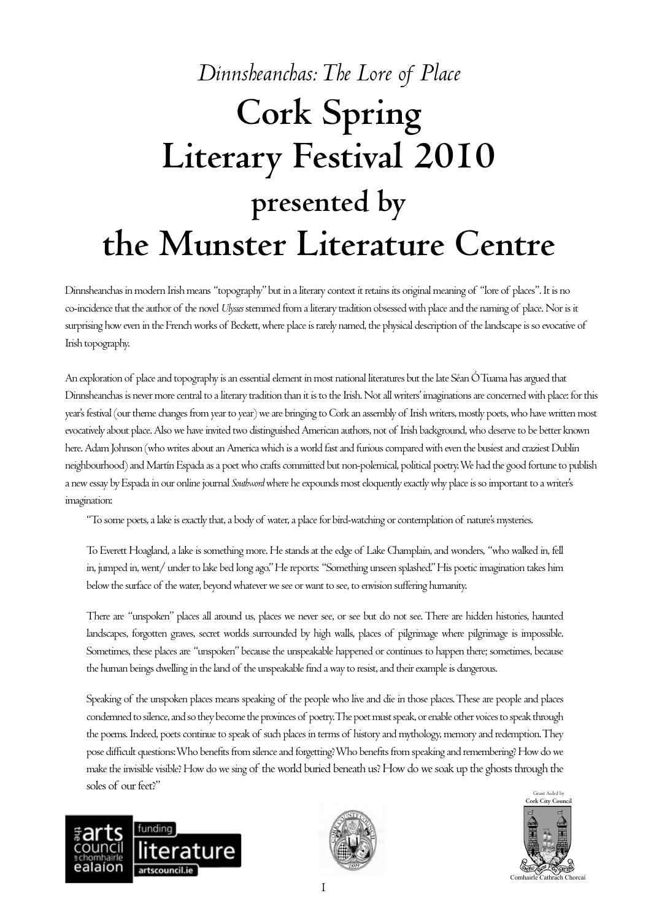*Dinnsheanchas: The Lore of Place*

# Cork Spring Literary Festival 2010 presented by the Munster Literature Centre

Dinnsheanchas in modern Irish means "topography" but in a literary context it retains its original meaning of "lore of places". It is no co-incidence that the author of the novel *Ulysses* stemmed from a literary tradition obsessed with place and the naming of place. Nor is it surprising how even in the French works of Beckett, where place is rarely named, the physical description of the landscape is so evocative of Irish topography.

An exploration of place and topography is an essential element in most national literatures but the late Séan Ó Tuama has argued that Dinnsheanchas is never more central to a literary tradition than it is to the Irish. Not all writers' imaginations are concerned with place: for this year's festival (our theme changes from year to year) we are bringing to Cork an assembly of Irish writers, mostly poets, who have written most evocatively about place. Also we have invited two distinguished American authors, not of Irish background, who deserve to be better known here. Adam Johnson (who writes about an America which is a world fast and furious compared with even the busiest and craziest Dublin neighbourhood) and Martín Espada as a poet who crafts committed but non-polemical, political poetry. We had the good fortune to publish a new essay by Espada in our online journal *Southword* where he expounds most eloquently exactly why place is so important to a writer's imagination:

> "To some poets, a lake is exactly that, a body of water, a place for bird-watching or contemplation of nature's mysteries.
>
> To Everett Hoagland, a lake is something more. He stands at the edge of Lake Champlain, and wonders, "who walked in, fell in, jumped in, went/ under to lake bed long ago." He reports: "Something unseen splashed." His poetic imagination takes him below the surface of the water, beyond whatever we see or want to see, to envision suffering humanity.
>
> There are "unspoken" places all around us, places we never see, or see but do not see. There are hidden histories, haunted landscapes, forgotten graves, secret worlds surrounded by high walls, places of pilgrimage where pilgrimage is impossible. Sometimes, these places are "unspoken" because the unspeakable happened or continues to happen there; sometimes, because the human beings dwelling in the land of the unspeakable find a way to resist, and their example is dangerous.
>
> Speaking of the unspoken places means speaking of the people who live and die in those places. These are people and places condemned to silence, and so they become the provinces of poetry. The poet must speak, or enable other voices to speak through the poems. Indeed, poets continue to speak of such places in terms of history and mythology, memory and redemption. They pose difficult questions: Who benefits from silence and forgetting? Who benefits from speaking and remembering? How do we make the invisible visible? How do we sing of the world buried beneath us? How do we soak up the ghosts through the soles of our feet?"

the arts council / an chomhairle ealaíon — funding literature — artscouncil.ie

Grant Aided by Cork City Council

Comhairle Cathrach Chorcaí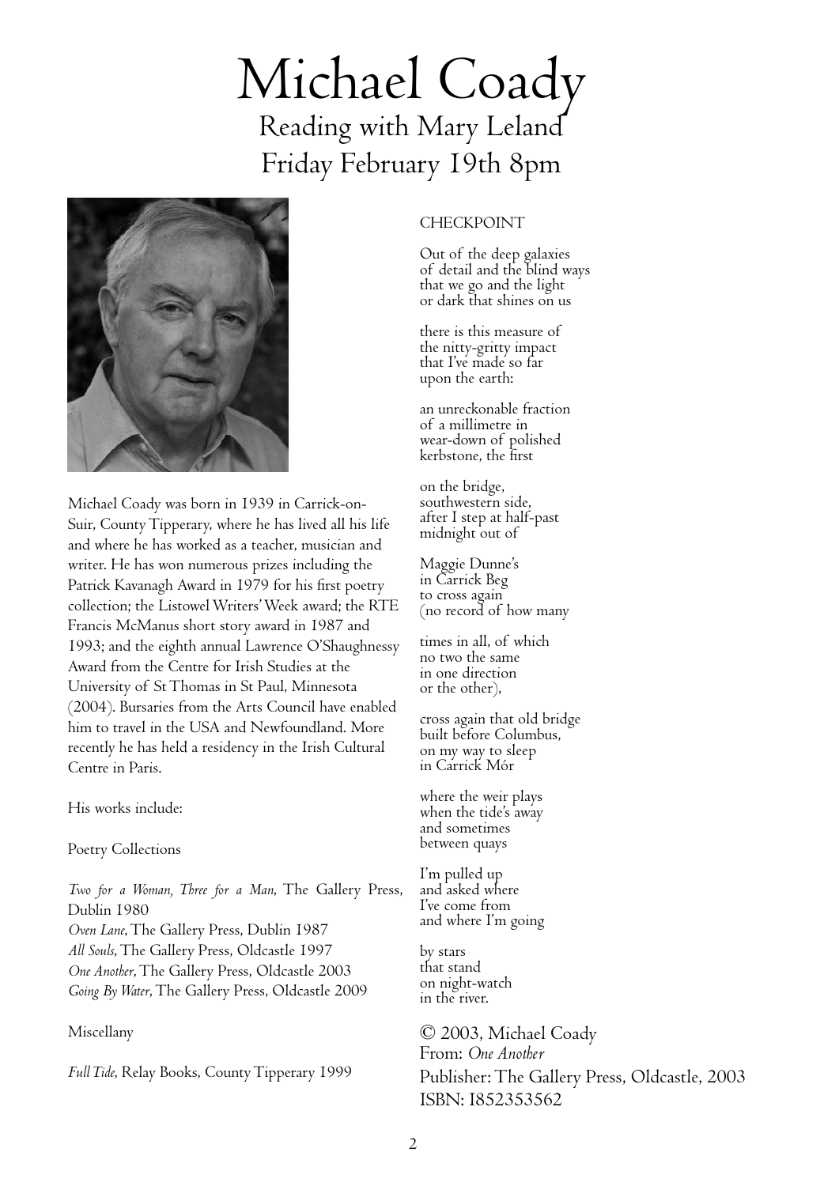# Michael Coady

## Reading with Mary Leland

## Friday February 19th 8pm

Michael Coady was born in 1939 in Carrick-on-Suir, County Tipperary, where he has lived all his life and where he has worked as a teacher, musician and writer. He has won numerous prizes including the Patrick Kavanagh Award in 1979 for his first poetry collection; the Listowel Writers' Week award; the RTE Francis McManus short story award in 1987 and 1993; and the eighth annual Lawrence O'Shaughnessy Award from the Centre for Irish Studies at the University of St Thomas in St Paul, Minnesota (2004). Bursaries from the Arts Council have enabled him to travel in the USA and Newfoundland. More recently he has held a residency in the Irish Cultural Centre in Paris.

His works include:

Poetry Collections

*Two for a Woman, Three for a Man*, The Gallery Press, Dublin 1980
*Oven Lane*, The Gallery Press, Dublin 1987
*All Souls*, The Gallery Press, Oldcastle 1997
*One Another*, The Gallery Press, Oldcastle 2003
*Going By Water*, The Gallery Press, Oldcastle 2009

Miscellany

*Full Tide*, Relay Books, County Tipperary 1999

CHECKPOINT

Out of the deep galaxies
of detail and the blind ways
that we go and the light
or dark that shines on us

there is this measure of
the nitty-gritty impact
that I've made so far
upon the earth:

an unreckonable fraction
of a millimetre in
wear-down of polished
kerbstone, the first

on the bridge,
southwestern side,
after I step at half-past
midnight out of

Maggie Dunne's
in Carrick Beg
to cross again
(no record of how many

times in all, of which
no two the same
in one direction
or the other),

cross again that old bridge
built before Columbus,
on my way to sleep
in Carrick Mór

where the weir plays
when the tide's away
and sometimes
between quays

I'm pulled up
and asked where
I've come from
and where I'm going

by stars
that stand
on night-watch
in the river.

© 2003, Michael Coady
From: *One Another*
Publisher: The Gallery Press, Oldcastle, 2003
ISBN: 1852353562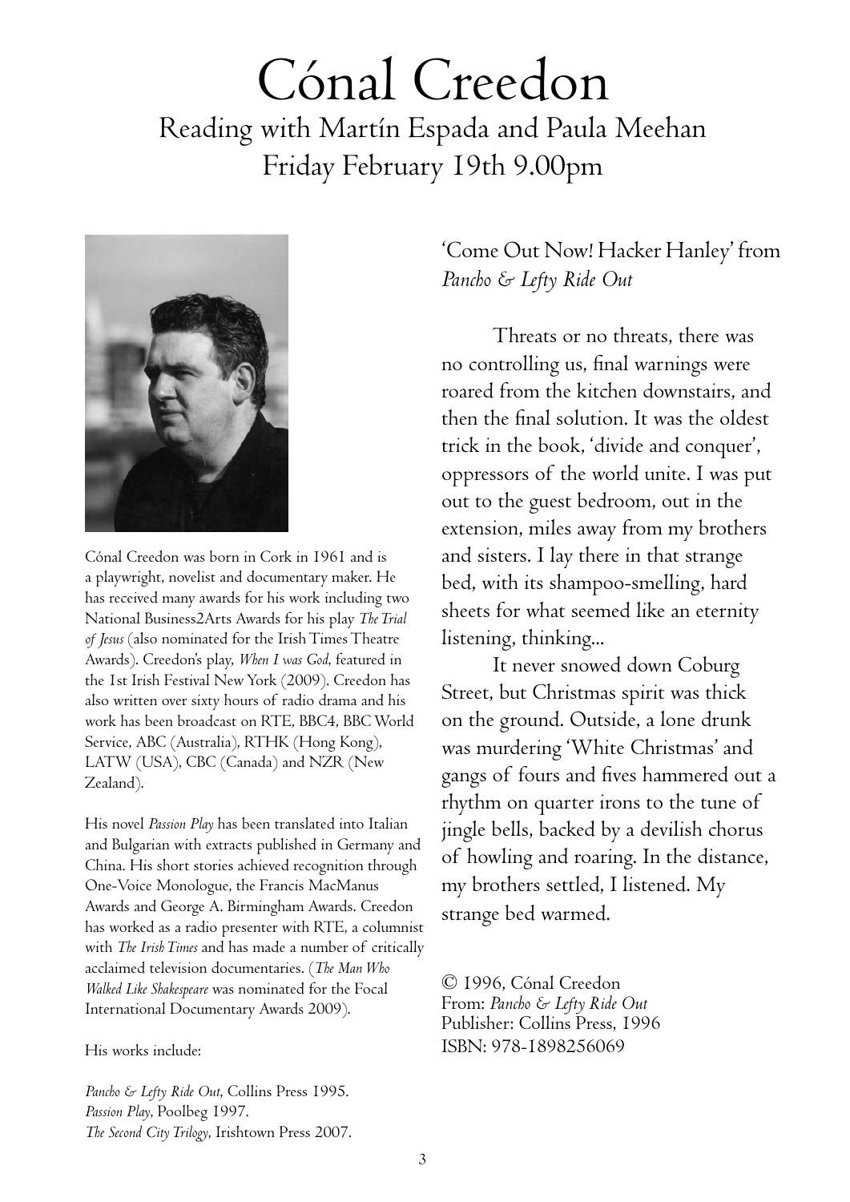# Cónal Creedon

## Reading with Martín Espada and Paula Meehan
## Friday February 19th 9.00pm

Cónal Creedon was born in Cork in 1961 and is a playwright, novelist and documentary maker. He has received many awards for his work including two National Business2Arts Awards for his play *The Trial of Jesus* (also nominated for the Irish Times Theatre Awards). Creedon's play, *When I was God*, featured in the 1st Irish Festival New York (2009). Creedon has also written over sixty hours of radio drama and his work has been broadcast on RTE, BBC4, BBC World Service, ABC (Australia), RTHK (Hong Kong), LATW (USA), CBC (Canada) and NZR (New Zealand).

His novel *Passion Play* has been translated into Italian and Bulgarian with extracts published in Germany and China. His short stories achieved recognition through One-Voice Monologue, the Francis MacManus Awards and George A. Birmingham Awards. Creedon has worked as a radio presenter with RTE, a columnist with *The Irish Times* and has made a number of critically acclaimed television documentaries. (*The Man Who Walked Like Shakespeare* was nominated for the Focal International Documentary Awards 2009).

His works include:

*Pancho & Lefty Ride Out*, Collins Press 1995.
*Passion Play*, Poolbeg 1997.
*The Second City Trilogy*, Irishtown Press 2007.

### 'Come Out Now! Hacker Hanley' from *Pancho & Lefty Ride Out*

Threats or no threats, there was no controlling us, final warnings were roared from the kitchen downstairs, and then the final solution. It was the oldest trick in the book, 'divide and conquer', oppressors of the world unite. I was put out to the guest bedroom, out in the extension, miles away from my brothers and sisters. I lay there in that strange bed, with its shampoo-smelling, hard sheets for what seemed like an eternity listening, thinking...

It never snowed down Coburg Street, but Christmas spirit was thick on the ground. Outside, a lone drunk was murdering 'White Christmas' and gangs of fours and fives hammered out a rhythm on quarter irons to the tune of jingle bells, backed by a devilish chorus of howling and roaring. In the distance, my brothers settled, I listened. My strange bed warmed.

© 1996, Cónal Creedon
From: *Pancho & Lefty Ride Out*
Publisher: Collins Press, 1996
ISBN: 978-1898256069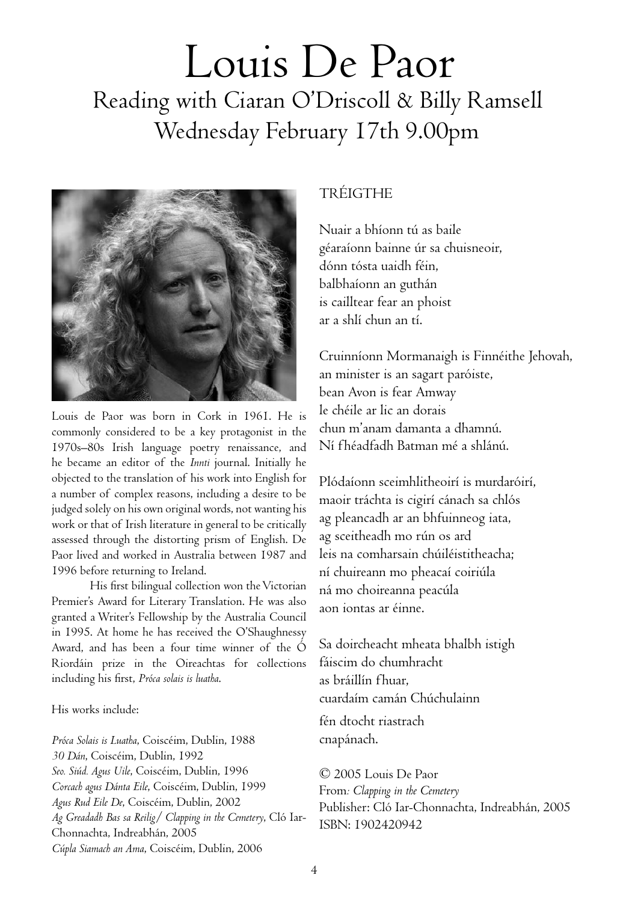# Louis De Paor

## Reading with Ciaran O'Driscoll & Billy Ramsell

## Wednesday February 17th 9.00pm

Louis de Paor was born in Cork in 1961. He is commonly considered to be a key protagonist in the 1970s–80s Irish language poetry renaissance, and he became an editor of the *Innti* journal. Initially he objected to the translation of his work into English for a number of complex reasons, including a desire to be judged solely on his own original words, not wanting his work or that of Irish literature in general to be critically assessed through the distorting prism of English. De Paor lived and worked in Australia between 1987 and 1996 before returning to Ireland.

His first bilingual collection won the Victorian Premier's Award for Literary Translation. He was also granted a Writer's Fellowship by the Australia Council in 1995. At home he has received the O'Shaughnessy Award, and has been a four time winner of the Ó Riordáin prize in the Oireachtas for collections including his first, *Próca solais is luatha*.

His works include:

*Próca Solais is Luatha*, Coiscéim, Dublin, 1988
*30 Dán*, Coiscéim, Dublin, 1992
*Seo. Siúd. Agus Uile*, Coiscéim, Dublin, 1996
*Corcach agus Dánta Eile*, Coiscéim, Dublin, 1999
*Agus Rud Eile De*, Coiscéim, Dublin, 2002
*Ag Greadadh Bas sa Reilig/ Clapping in the Cemetery*, Cló Iar-Chonnachta, Indreabhán, 2005
*Cúpla Siamach an Ama*, Coiscéim, Dublin, 2006

### TRÉIGTHE

Nuair a bhíonn tú as baile
géaraíonn bainne úr sa chuisneoir,
dónn tósta uaidh féin,
balbhaíonn an guthán
is cailltear fear an phoist
ar a shlí chun an tí.

Cruinníonn Mormanaigh is Finnéithe Jehovah,
an minister is an sagart paróiste,
bean Avon is fear Amway
le chéile ar lic an dorais
chun m'anam damanta a dhamnú.
Ní fhéadfadh Batman mé a shlánú.

Plódaíonn sceimhlitheoirí is murdaróirí,
maoir tráchta is cigirí cánach sa chlós
ag pleancadh ar an bhfuinneog iata,
ag sceitheadh mo rún os ard
leis na comharsain chúiléistitheacha;
ní chuireann mo pheacaí coiriúla
ná mo choireanna peacúla
aon iontas ar éinne.

Sa doircheacht mheata bhalbh istigh
fáiscim do chumhracht
as bráillín fhuar,
cuardaím camán Chúchulainn
fén dtocht riastrach
cnapánach.

© 2005 Louis De Paor
From*: Clapping in the Cemetery*
Publisher: Cló Iar-Chonnachta, Indreabhán, 2005
ISBN: 1902420942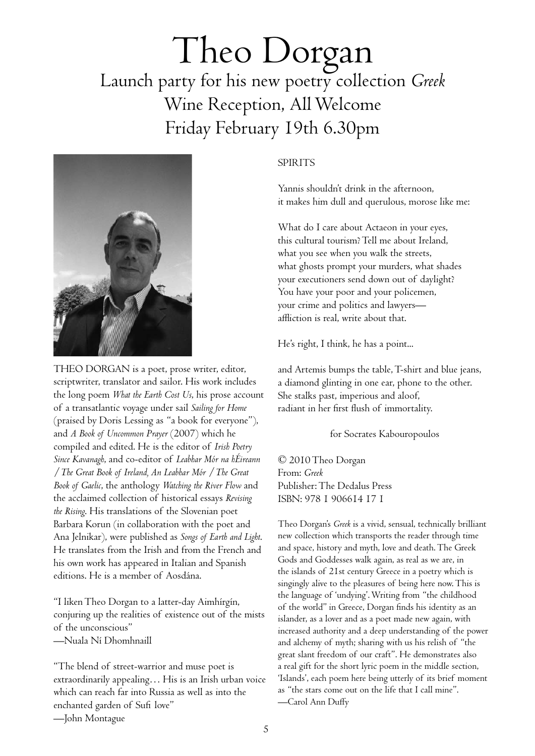# Theo Dorgan

## Launch party for his new poetry collection *Greek*

## Wine Reception, All Welcome

## Friday February 19th 6.30pm

THEO DORGAN is a poet, prose writer, editor, scriptwriter, translator and sailor. His work includes the long poem *What the Earth Cost Us*, his prose account of a transatlantic voyage under sail *Sailing for Home* (praised by Doris Lessing as "a book for everyone"), and *A Book of Uncommon Prayer* (2007) which he compiled and edited. He is the editor of *Irish Poetry Since Kavanagh*, and co-editor of *Leabhar Mór na hÉireann / The Great Book of Ireland, An Leabhar Mór / The Great Book of Gaelic*, the anthology *Watching the River Flow* and the acclaimed collection of historical essays *Revising the Rising*. His translations of the Slovenian poet Barbara Korun (in collaboration with the poet and Ana Jelnikar), were published as *Songs of Earth and Light*. He translates from the Irish and from the French and his own work has appeared in Italian and Spanish editions. He is a member of Aosdána.

"I liken Theo Dorgan to a latter-day Aimhírgín, conjuring up the realities of existence out of the mists of the unconscious"
—Nuala Ní Dhomhnaill

"The blend of street-warrior and muse poet is extraordinarily appealing… His is an Irish urban voice which can reach far into Russia as well as into the enchanted garden of Sufi love"
—John Montague

SPIRITS

Yannis shouldn't drink in the afternoon,
it makes him dull and querulous, morose like me:

What do I care about Actaeon in your eyes,
this cultural tourism? Tell me about Ireland,
what you see when you walk the streets,
what ghosts prompt your murders, what shades
your executioners send down out of daylight?
You have your poor and your policemen,
your crime and politics and lawyers—
affliction is real, write about that.

He's right, I think, he has a point...

and Artemis bumps the table, T-shirt and blue jeans,
a diamond glinting in one ear, phone to the other.
She stalks past, imperious and aloof,
radiant in her first flush of immortality.

for Socrates Kabouropoulos

© 2010 Theo Dorgan
From: *Greek*
Publisher: The Dedalus Press
ISBN: 978 1 906614 17 1

Theo Dorgan's *Greek* is a vivid, sensual, technically brilliant new collection which transports the reader through time and space, history and myth, love and death. The Greek Gods and Goddesses walk again, as real as we are, in the islands of 21st century Greece in a poetry which is singingly alive to the pleasures of being here now. This is the language of 'undying'. Writing from "the childhood of the world" in Greece, Dorgan finds his identity as an islander, as a lover and as a poet made new again, with increased authority and a deep understanding of the power and alchemy of myth; sharing with us his relish of "the great slant freedom of our craft". He demonstrates also a real gift for the short lyric poem in the middle section, 'Islands', each poem here being utterly of its brief moment as "the stars come out on the life that I call mine".
—Carol Ann Duffy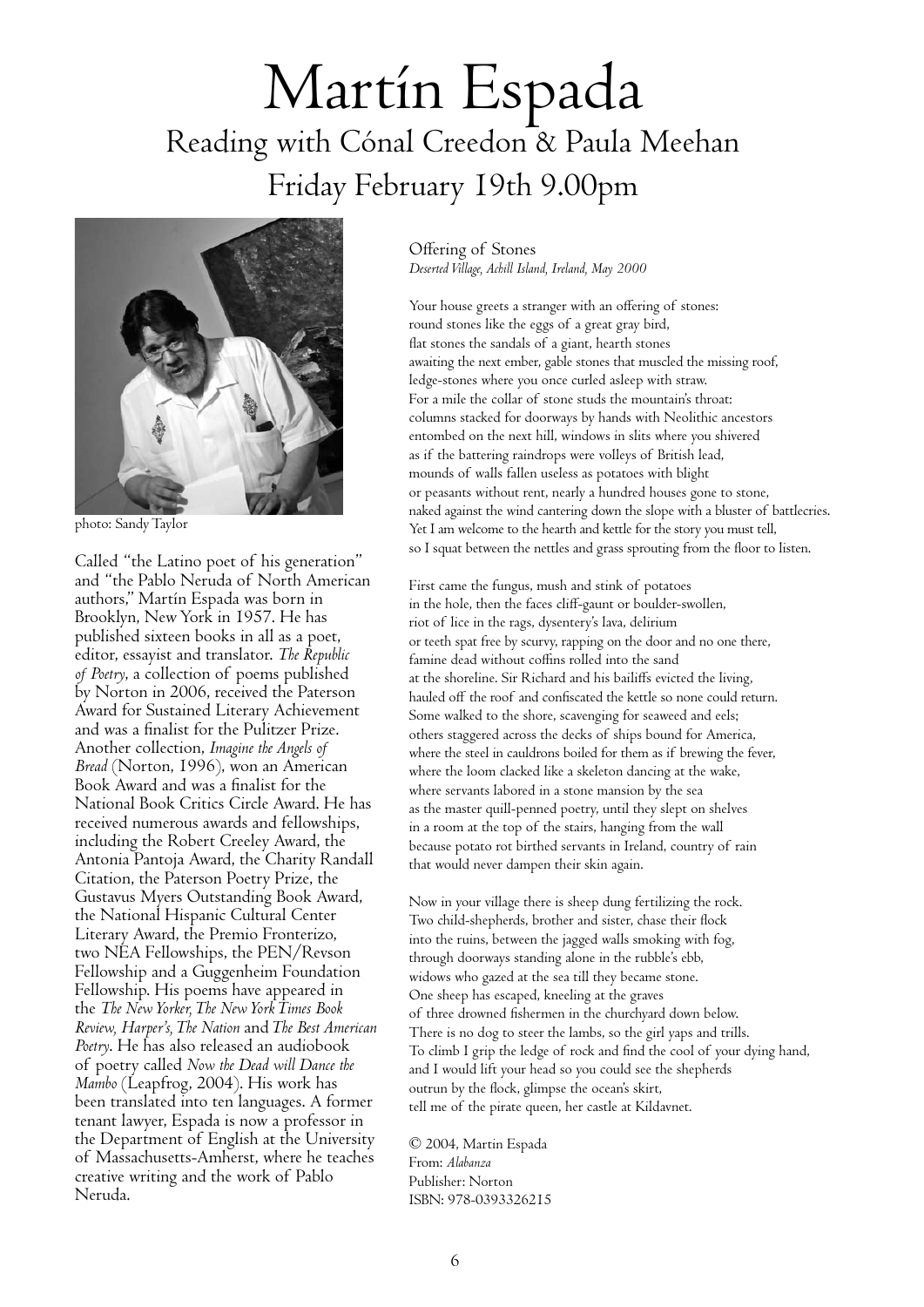# Martín Espada

## Reading with Cónal Creedon & Paula Meehan

## Friday February 19th 9.00pm

photo: Sandy Taylor

Called "the Latino poet of his generation" and "the Pablo Neruda of North American authors," Martín Espada was born in Brooklyn, New York in 1957. He has published sixteen books in all as a poet, editor, essayist and translator. *The Republic of Poetry*, a collection of poems published by Norton in 2006, received the Paterson Award for Sustained Literary Achievement and was a finalist for the Pulitzer Prize. Another collection, *Imagine the Angels of Bread* (Norton, 1996), won an American Book Award and was a finalist for the National Book Critics Circle Award. He has received numerous awards and fellowships, including the Robert Creeley Award, the Antonia Pantoja Award, the Charity Randall Citation, the Paterson Poetry Prize, the Gustavus Myers Outstanding Book Award, the National Hispanic Cultural Center Literary Award, the Premio Fronterizo, two NEA Fellowships, the PEN/Revson Fellowship and a Guggenheim Foundation Fellowship. His poems have appeared in the *The New Yorker, The New York Times Book Review, Harper's, The Nation* and *The Best American Poetry*. He has also released an audiobook of poetry called *Now the Dead will Dance the Mambo* (Leapfrog, 2004). His work has been translated into ten languages. A former tenant lawyer, Espada is now a professor in the Department of English at the University of Massachusetts-Amherst, where he teaches creative writing and the work of Pablo Neruda.

Offering of Stones
*Deserted Village, Achill Island, Ireland, May 2000*

Your house greets a stranger with an offering of stones:
round stones like the eggs of a great gray bird,
flat stones the sandals of a giant, hearth stones
awaiting the next ember, gable stones that muscled the missing roof,
ledge-stones where you once curled asleep with straw.
For a mile the collar of stone studs the mountain's throat:
columns stacked for doorways by hands with Neolithic ancestors
entombed on the next hill, windows in slits where you shivered
as if the battering raindrops were volleys of British lead,
mounds of walls fallen useless as potatoes with blight
or peasants without rent, nearly a hundred houses gone to stone,
naked against the wind cantering down the slope with a bluster of battlecries.
Yet I am welcome to the hearth and kettle for the story you must tell,
so I squat between the nettles and grass sprouting from the floor to listen.

First came the fungus, mush and stink of potatoes
in the hole, then the faces cliff-gaunt or boulder-swollen,
riot of lice in the rags, dysentery's lava, delirium
or teeth spat free by scurvy, rapping on the door and no one there,
famine dead without coffins rolled into the sand
at the shoreline. Sir Richard and his bailiffs evicted the living,
hauled off the roof and confiscated the kettle so none could return.
Some walked to the shore, scavenging for seaweed and eels;
others staggered across the decks of ships bound for America,
where the steel in cauldrons boiled for them as if brewing the fever,
where the loom clacked like a skeleton dancing at the wake,
where servants labored in a stone mansion by the sea
as the master quill-penned poetry, until they slept on shelves
in a room at the top of the stairs, hanging from the wall
because potato rot birthed servants in Ireland, country of rain
that would never dampen their skin again.

Now in your village there is sheep dung fertilizing the rock.
Two child-shepherds, brother and sister, chase their flock
into the ruins, between the jagged walls smoking with fog,
through doorways standing alone in the rubble's ebb,
widows who gazed at the sea till they became stone.
One sheep has escaped, kneeling at the graves
of three drowned fishermen in the churchyard down below.
There is no dog to steer the lambs, so the girl yaps and trills.
To climb I grip the ledge of rock and find the cool of your dying hand,
and I would lift your head so you could see the shepherds
outrun by the flock, glimpse the ocean's skirt,
tell me of the pirate queen, her castle at Kildavnet.

© 2004, Martin Espada
From: *Alabanza*
Publisher: Norton
ISBN: 978-0393326215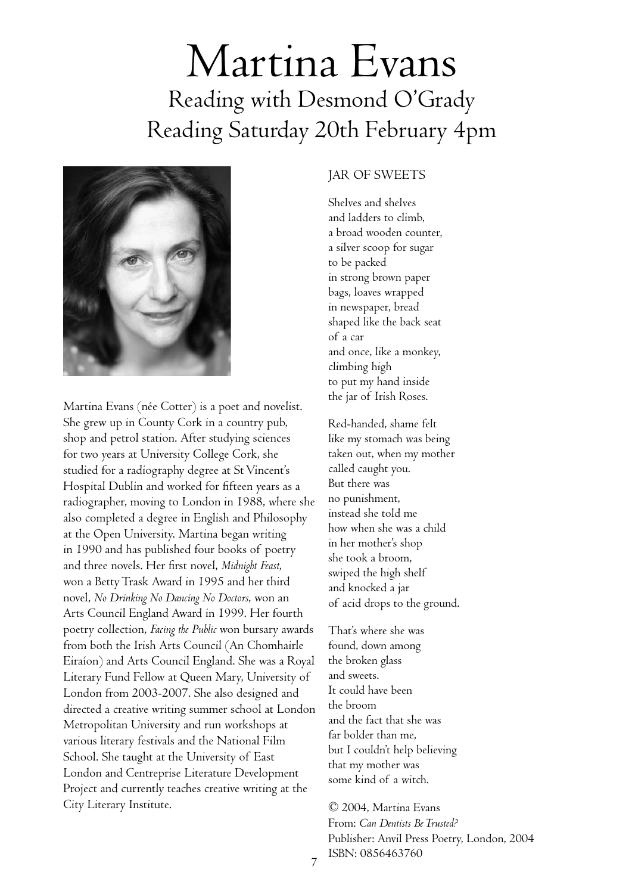# Martina Evans

## Reading with Desmond O'Grady
## Reading Saturday 20th February 4pm

Martina Evans (née Cotter) is a poet and novelist. She grew up in County Cork in a country pub, shop and petrol station. After studying sciences for two years at University College Cork, she studied for a radiography degree at St Vincent's Hospital Dublin and worked for fifteen years as a radiographer, moving to London in 1988, where she also completed a degree in English and Philosophy at the Open University. Martina began writing in 1990 and has published four books of poetry and three novels. Her first novel, *Midnight Feast*, won a Betty Trask Award in 1995 and her third novel, *No Drinking No Dancing No Doctors*, won an Arts Council England Award in 1999. Her fourth poetry collection, *Facing the Public* won bursary awards from both the Irish Arts Council (An Chomhairle Eiraíon) and Arts Council England. She was a Royal Literary Fund Fellow at Queen Mary, University of London from 2003-2007. She also designed and directed a creative writing summer school at London Metropolitan University and run workshops at various literary festivals and the National Film School. She taught at the University of East London and Centreprise Literature Development Project and currently teaches creative writing at the City Literary Institute.

JAR OF SWEETS

Shelves and shelves
and ladders to climb,
a broad wooden counter,
a silver scoop for sugar
to be packed
in strong brown paper
bags, loaves wrapped
in newspaper, bread
shaped like the back seat
of a car
and once, like a monkey,
climbing high
to put my hand inside
the jar of Irish Roses.

Red-handed, shame felt
like my stomach was being
taken out, when my mother
called caught you.
But there was
no punishment,
instead she told me
how when she was a child
in her mother's shop
she took a broom,
swiped the high shelf
and knocked a jar
of acid drops to the ground.

That's where she was
found, down among
the broken glass
and sweets.
It could have been
the broom
and the fact that she was
far bolder than me,
but I couldn't help believing
that my mother was
some kind of a witch.

© 2004, Martina Evans
From: *Can Dentists Be Trusted?*
Publisher: Anvil Press Poetry, London, 2004
ISBN: 0856463760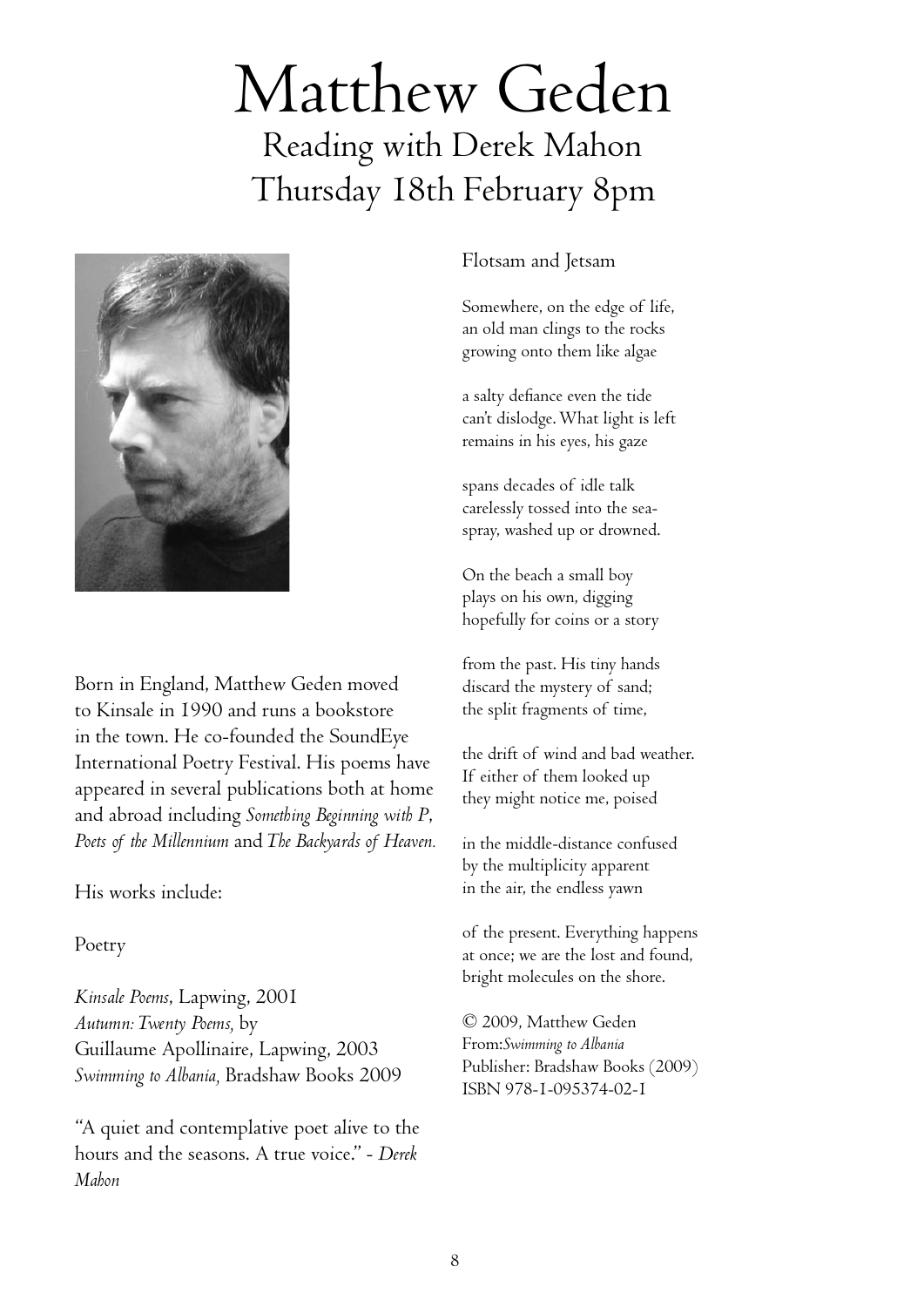# Matthew Geden

## Reading with Derek Mahon
## Thursday 18th February 8pm

Born in England, Matthew Geden moved to Kinsale in 1990 and runs a bookstore in the town. He co-founded the SoundEye International Poetry Festival. His poems have appeared in several publications both at home and abroad including *Something Beginning with P*, *Poets of the Millennium* and *The Backyards of Heaven.*

His works include:

Poetry

*Kinsale Poems*, Lapwing, 2001
*Autumn: Twenty Poems,* by Guillaume Apollinaire, Lapwing, 2003
*Swimming to Albania,* Bradshaw Books 2009

"A quiet and contemplative poet alive to the hours and the seasons. A true voice." - *Derek Mahon*

### Flotsam and Jetsam

Somewhere, on the edge of life,
an old man clings to the rocks
growing onto them like algae

a salty defiance even the tide
can't dislodge. What light is left
remains in his eyes, his gaze

spans decades of idle talk
carelessly tossed into the sea-
spray, washed up or drowned.

On the beach a small boy
plays on his own, digging
hopefully for coins or a story

from the past. His tiny hands
discard the mystery of sand;
the split fragments of time,

the drift of wind and bad weather.
If either of them looked up
they might notice me, poised

in the middle-distance confused
by the multiplicity apparent
in the air, the endless yawn

of the present. Everything happens
at once; we are the lost and found,
bright molecules on the shore.

© 2009, Matthew Geden
From:*Swimming to Albania*
Publisher: Bradshaw Books (2009)
ISBN 978-1-095374-02-1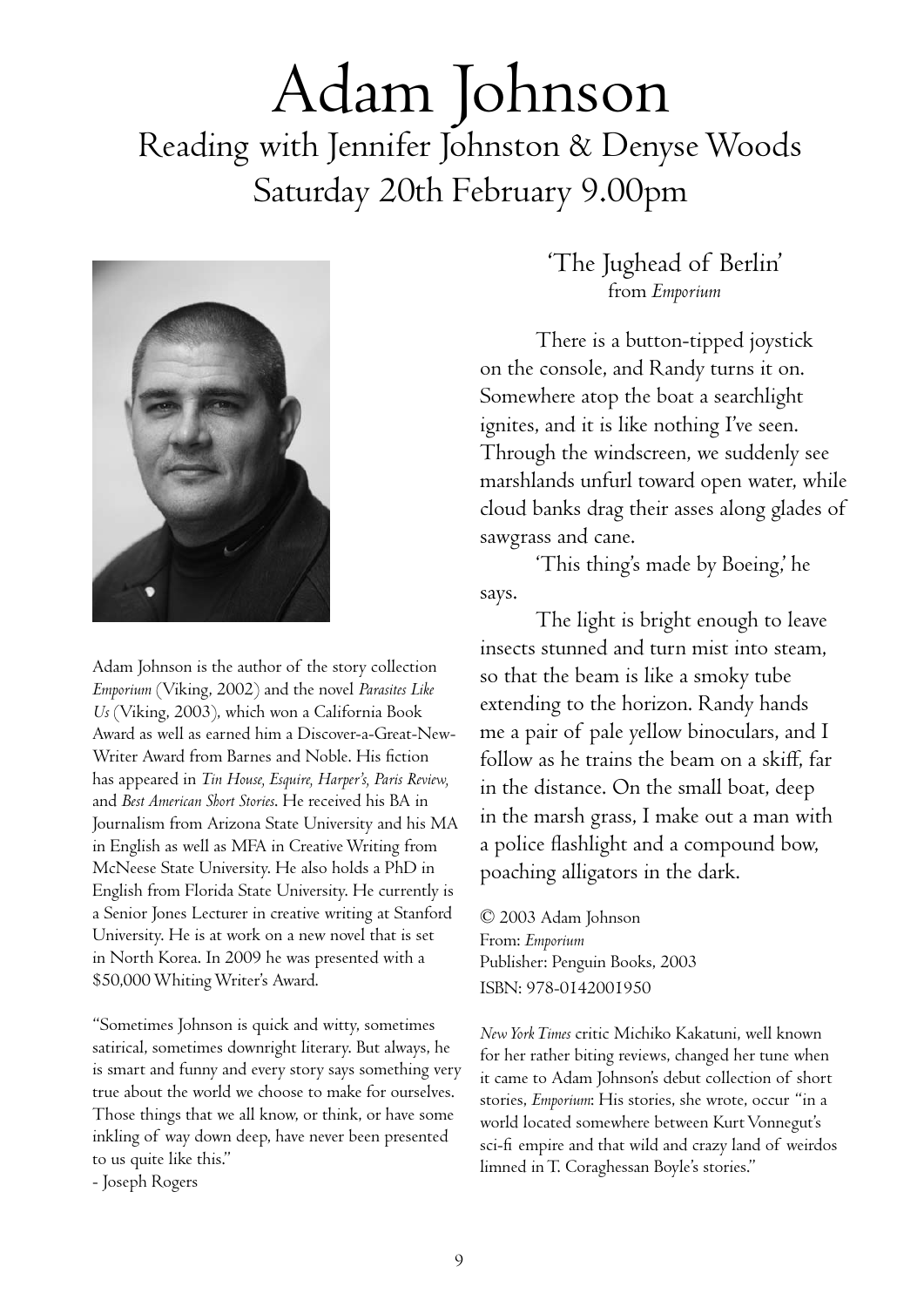# Adam Johnson

## Reading with Jennifer Johnston & Denyse Woods
## Saturday 20th February 9.00pm

Adam Johnson is the author of the story collection *Emporium* (Viking, 2002) and the novel *Parasites Like Us* (Viking, 2003), which won a California Book Award as well as earned him a Discover-a-Great-New-Writer Award from Barnes and Noble. His fiction has appeared in *Tin House, Esquire, Harper's, Paris Review,* and *Best American Short Stories*. He received his BA in Journalism from Arizona State University and his MA in English as well as MFA in Creative Writing from McNeese State University. He also holds a PhD in English from Florida State University. He currently is a Senior Jones Lecturer in creative writing at Stanford University. He is at work on a new novel that is set in North Korea. In 2009 he was presented with a $50,000 Whiting Writer's Award.

"Sometimes Johnson is quick and witty, sometimes satirical, sometimes downright literary. But always, he is smart and funny and every story says something very true about the world we choose to make for ourselves. Those things that we all know, or think, or have some inkling of way down deep, have never been presented to us quite like this."
- Joseph Rogers

### 'The Jughead of Berlin'
from *Emporium*

There is a button-tipped joystick on the console, and Randy turns it on. Somewhere atop the boat a searchlight ignites, and it is like nothing I've seen. Through the windscreen, we suddenly see marshlands unfurl toward open water, while cloud banks drag their asses along glades of sawgrass and cane.

'This thing's made by Boeing,' he says.

The light is bright enough to leave insects stunned and turn mist into steam, so that the beam is like a smoky tube extending to the horizon. Randy hands me a pair of pale yellow binoculars, and I follow as he trains the beam on a skiff, far in the distance. On the small boat, deep in the marsh grass, I make out a man with a police flashlight and a compound bow, poaching alligators in the dark.

© 2003 Adam Johnson
From: *Emporium*
Publisher: Penguin Books, 2003
ISBN: 978-0142001950

*New York Times* critic Michiko Kakatuni, well known for her rather biting reviews, changed her tune when it came to Adam Johnson's debut collection of short stories, *Emporium*: His stories, she wrote, occur "in a world located somewhere between Kurt Vonnegut's sci-fi empire and that wild and crazy land of weirdos limned in T. Coraghessan Boyle's stories."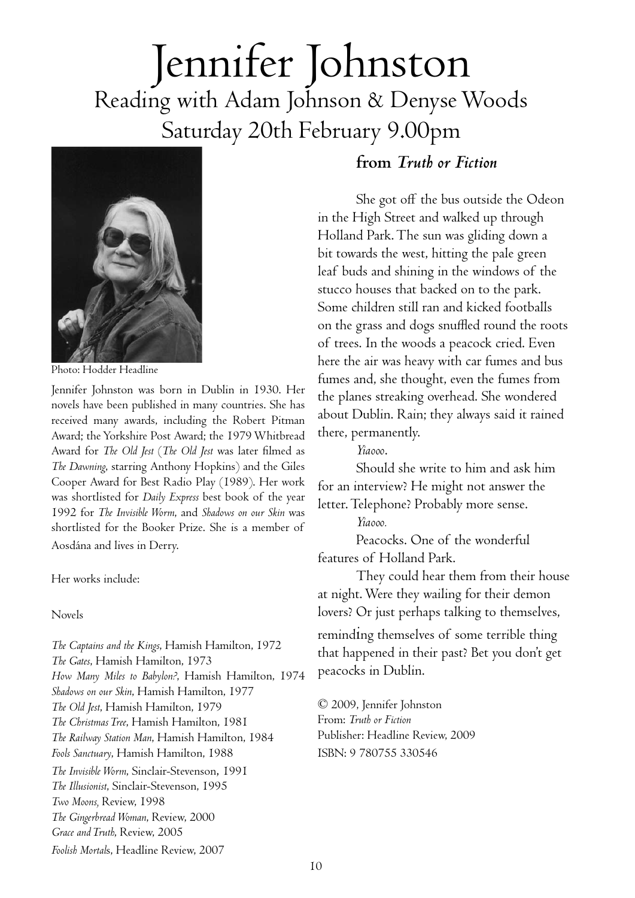# Jennifer Johnston

## Reading with Adam Johnson & Denyse Woods

## Saturday 20th February 9.00pm

Photo: Hodder Headline

Jennifer Johnston was born in Dublin in 1930. Her novels have been published in many countries. She has received many awards, including the Robert Pitman Award; the Yorkshire Post Award; the 1979 Whitbread Award for *The Old Jest* (*The Old Jest* was later filmed as *The Dawning*, starring Anthony Hopkins) and the Giles Cooper Award for Best Radio Play (1989). Her work was shortlisted for *Daily Express* best book of the year 1992 for *The Invisible Worm*, and *Shadows on our Skin* was shortlisted for the Booker Prize. She is a member of Aosdána and lives in Derry.

Her works include:

Novels

*The Captains and the Kings*, Hamish Hamilton, 1972
*The Gates*, Hamish Hamilton, 1973
*How Many Miles to Babylon?*, Hamish Hamilton, 1974
*Shadows on our Skin*, Hamish Hamilton, 1977
*The Old Jest*, Hamish Hamilton, 1979
*The Christmas Tree*, Hamish Hamilton, 1981
*The Railway Station Man*, Hamish Hamilton, 1984
*Fools Sanctuary*, Hamish Hamilton, 1988
*The Invisible Worm*, Sinclair-Stevenson, 1991
*The Illusionist*, Sinclair-Stevenson, 1995
*Two Moons*, Review, 1998
*The Gingerbread Woman*, Review, 2000
*Grace and Truth*, Review, 2005
*Foolish Mortals*, Headline Review, 2007

### from *Truth or Fiction*

She got off the bus outside the Odeon in the High Street and walked up through Holland Park. The sun was gliding down a bit towards the west, hitting the pale green leaf buds and shining in the windows of the stucco houses that backed on to the park. Some children still ran and kicked footballs on the grass and dogs snuffled round the roots of trees. In the woods a peacock cried. Even here the air was heavy with car fumes and bus fumes and, she thought, even the fumes from the planes streaking overhead. She wondered about Dublin. Rain; they always said it rained there, permanently.

*Yiaooo*.

Should she write to him and ask him for an interview? He might not answer the letter. Telephone? Probably more sense.

*Yiaooo.*

Peacocks. One of the wonderful features of Holland Park.

They could hear them from their house at night. Were they wailing for their demon lovers? Or just perhaps talking to themselves, reminding themselves of some terrible thing that happened in their past? Bet you don't get peacocks in Dublin.

© 2009, Jennifer Johnston
From: *Truth or Fiction*
Publisher: Headline Review, 2009
ISBN: 9 780755 330546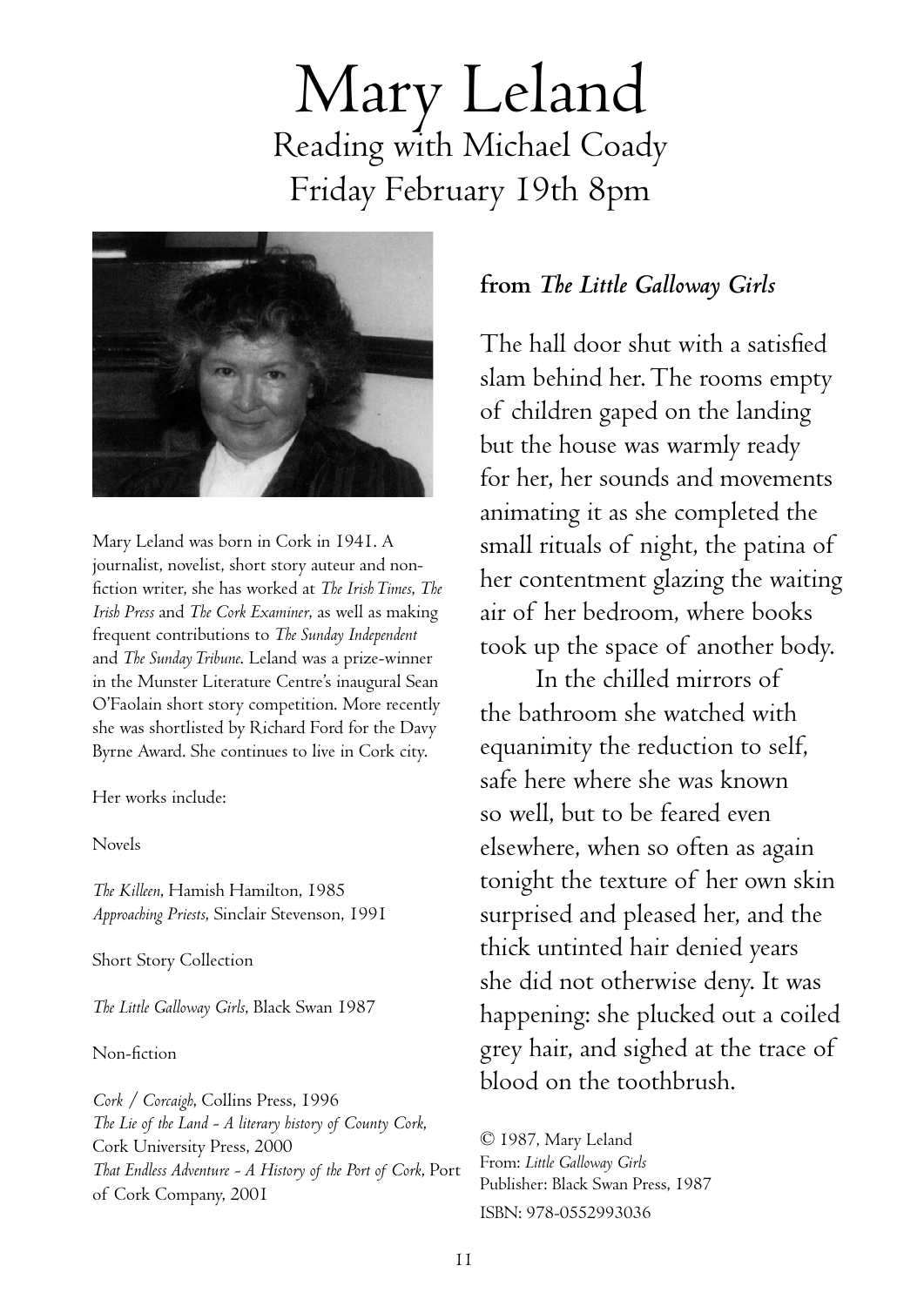# Mary Leland

## Reading with Michael Coady
## Friday February 19th 8pm

Mary Leland was born in Cork in 1941. A journalist, novelist, short story auteur and non-fiction writer, she has worked at *The Irish Times*, *The Irish Press* and *The Cork Examiner*, as well as making frequent contributions to *The Sunday Independent* and *The Sunday Tribune*. Leland was a prize-winner in the Munster Literature Centre's inaugural Sean O'Faolain short story competition. More recently she was shortlisted by Richard Ford for the Davy Byrne Award. She continues to live in Cork city.

Her works include:

Novels

*The Killeen*, Hamish Hamilton, 1985
*Approaching Priests*, Sinclair Stevenson, 1991

Short Story Collection

*The Little Galloway Girls*, Black Swan 1987

Non-fiction

*Cork / Corcaigh*, Collins Press, 1996
*The Lie of the Land - A literary history of County Cork*, Cork University Press, 2000
*That Endless Adventure - A History of the Port of Cork*, Port of Cork Company, 2001

### from *The Little Galloway Girls*

The hall door shut with a satisfied slam behind her. The rooms empty of children gaped on the landing but the house was warmly ready for her, her sounds and movements animating it as she completed the small rituals of night, the patina of her contentment glazing the waiting air of her bedroom, where books took up the space of another body.

In the chilled mirrors of the bathroom she watched with equanimity the reduction to self, safe here where she was known so well, but to be feared even elsewhere, when so often as again tonight the texture of her own skin surprised and pleased her, and the thick untinted hair denied years she did not otherwise deny. It was happening: she plucked out a coiled grey hair, and sighed at the trace of blood on the toothbrush.

© 1987, Mary Leland
From: *Little Galloway Girls*
Publisher: Black Swan Press, 1987
ISBN: 978-0552993036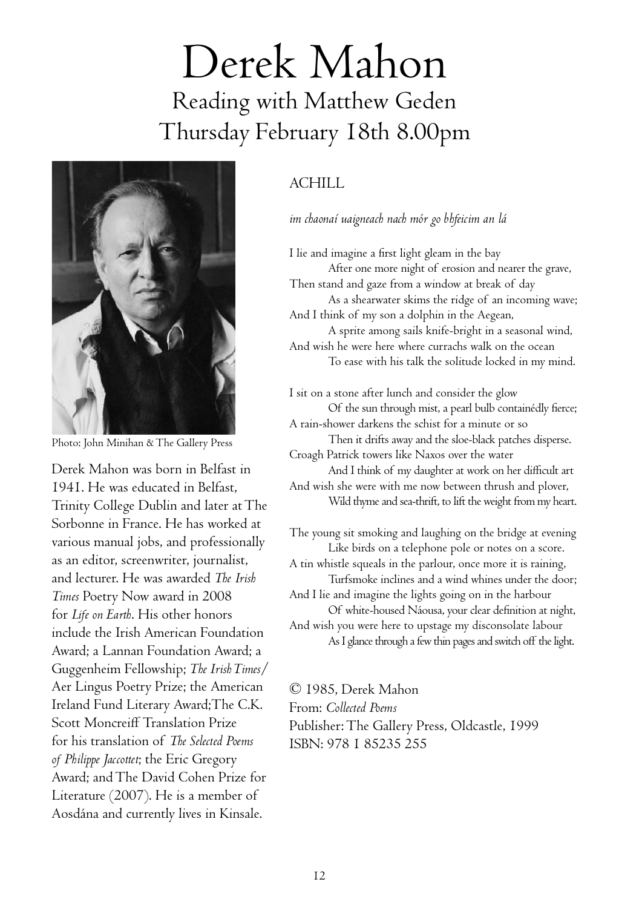# Derek Mahon

## Reading with Matthew Geden
## Thursday February 18th 8.00pm

Photo: John Minihan & The Gallery Press

Derek Mahon was born in Belfast in 1941. He was educated in Belfast, Trinity College Dublin and later at The Sorbonne in France. He has worked at various manual jobs, and professionally as an editor, screenwriter, journalist, and lecturer. He was awarded *The Irish Times* Poetry Now award in 2008 for *Life on Earth*. His other honors include the Irish American Foundation Award; a Lannan Foundation Award; a Guggenheim Fellowship; *The Irish Times*/ Aer Lingus Poetry Prize; the American Ireland Fund Literary Award;The C.K. Scott Moncreiff Translation Prize for his translation of *The Selected Poems of Philippe Jaccottet*; the Eric Gregory Award; and The David Cohen Prize for Literature (2007). He is a member of Aosdána and currently lives in Kinsale.

### ACHILL

*im chaonaí uaigneach nach mór go bhfeicim an lá*

I lie and imagine a first light gleam in the bay  
  After one more night of erosion and nearer the grave,  
Then stand and gaze from a window at break of day  
  As a shearwater skims the ridge of an incoming wave;  
And I think of my son a dolphin in the Aegean,  
  A sprite among sails knife-bright in a seasonal wind,  
And wish he were here where currachs walk on the ocean  
  To ease with his talk the solitude locked in my mind.

I sit on a stone after lunch and consider the glow  
  Of the sun through mist, a pearl bulb containédly fierce;  
A rain-shower darkens the schist for a minute or so  
  Then it drifts away and the sloe-black patches disperse.  
Croagh Patrick towers like Naxos over the water  
  And I think of my daughter at work on her difficult art  
And wish she were with me now between thrush and plover,  
  Wild thyme and sea-thrift, to lift the weight from my heart.

The young sit smoking and laughing on the bridge at evening  
  Like birds on a telephone pole or notes on a score.  
A tin whistle squeals in the parlour, once more it is raining,  
  Turfsmoke inclines and a wind whines under the door;  
And I lie and imagine the lights going on in the harbour  
  Of white-housed Náousa, your clear definition at night,  
And wish you were here to upstage my disconsolate labour  
  As I glance through a few thin pages and switch off the light.

© 1985, Derek Mahon  
From: *Collected Poems*  
Publisher: The Gallery Press, Oldcastle, 1999  
ISBN: 978 1 85235 255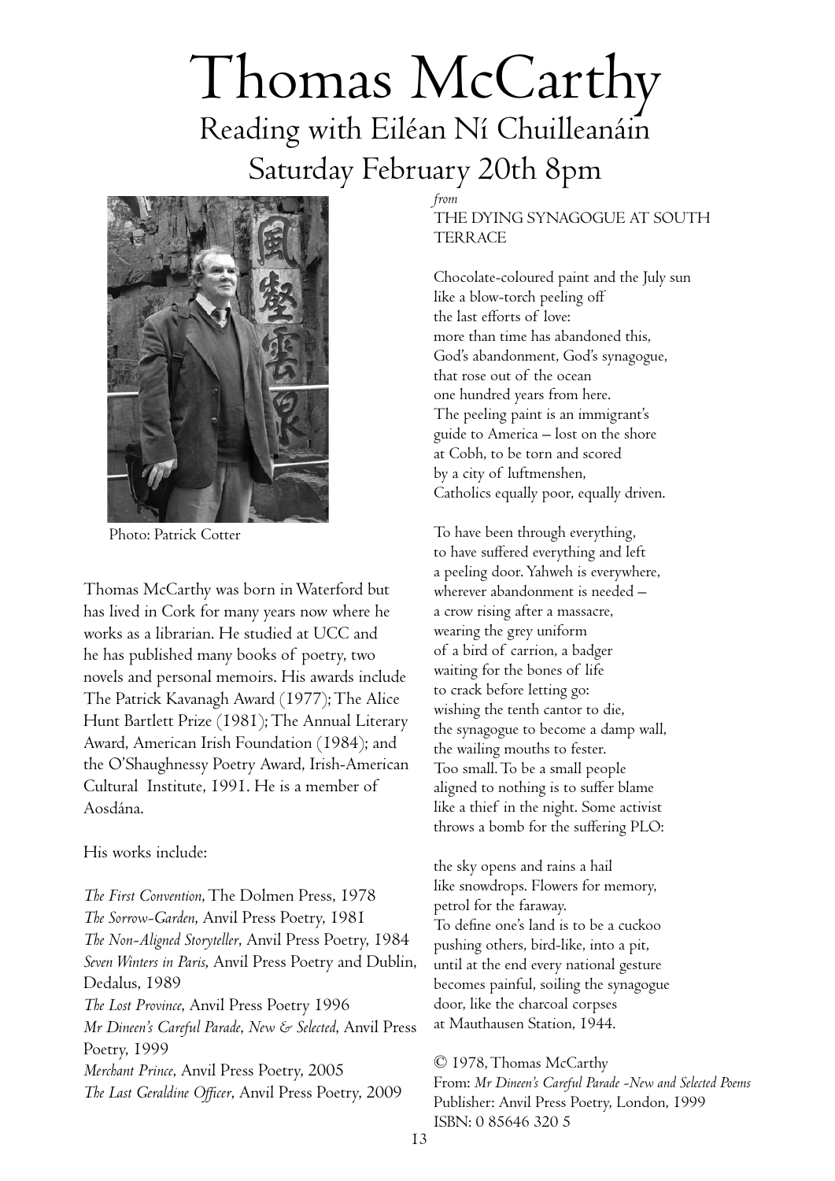# Thomas McCarthy

## Reading with Eiléan Ní Chuilleanáin

## Saturday February 20th 8pm

Photo: Patrick Cotter

Thomas McCarthy was born in Waterford but has lived in Cork for many years now where he works as a librarian. He studied at UCC and he has published many books of poetry, two novels and personal memoirs. His awards include The Patrick Kavanagh Award (1977); The Alice Hunt Bartlett Prize (1981); The Annual Literary Award, American Irish Foundation (1984); and the O'Shaughnessy Poetry Award, Irish-American Cultural Institute, 1991. He is a member of Aosdána.

His works include:

*The First Convention*, The Dolmen Press, 1978
*The Sorrow-Garden*, Anvil Press Poetry, 1981
*The Non-Aligned Storyteller*, Anvil Press Poetry, 1984
*Seven Winters in Paris*, Anvil Press Poetry and Dublin, Dedalus, 1989
*The Lost Province*, Anvil Press Poetry 1996
*Mr Dineen's Careful Parade, New & Selected*, Anvil Press Poetry, 1999
*Merchant Prince*, Anvil Press Poetry, 2005
*The Last Geraldine Officer*, Anvil Press Poetry, 2009

*from*
THE DYING SYNAGOGUE AT SOUTH TERRACE

Chocolate-coloured paint and the July sun
like a blow-torch peeling off
the last efforts of love:
more than time has abandoned this,
God's abandonment, God's synagogue,
that rose out of the ocean
one hundred years from here.
The peeling paint is an immigrant's
guide to America – lost on the shore
at Cobh, to be torn and scored
by a city of luftmenshen,
Catholics equally poor, equally driven.

To have been through everything,
to have suffered everything and left
a peeling door. Yahweh is everywhere,
wherever abandonment is needed –
a crow rising after a massacre,
wearing the grey uniform
of a bird of carrion, a badger
waiting for the bones of life
to crack before letting go:
wishing the tenth cantor to die,
the synagogue to become a damp wall,
the wailing mouths to fester.
Too small. To be a small people
aligned to nothing is to suffer blame
like a thief in the night. Some activist
throws a bomb for the suffering PLO:

the sky opens and rains a hail
like snowdrops. Flowers for memory,
petrol for the faraway.
To define one's land is to be a cuckoo
pushing others, bird-like, into a pit,
until at the end every national gesture
becomes painful, soiling the synagogue
door, like the charcoal corpses
at Mauthausen Station, 1944.

© 1978, Thomas McCarthy
From: *Mr Dineen's Careful Parade -New and Selected Poems*
Publisher: Anvil Press Poetry, London, 1999
ISBN: 0 85646 320 5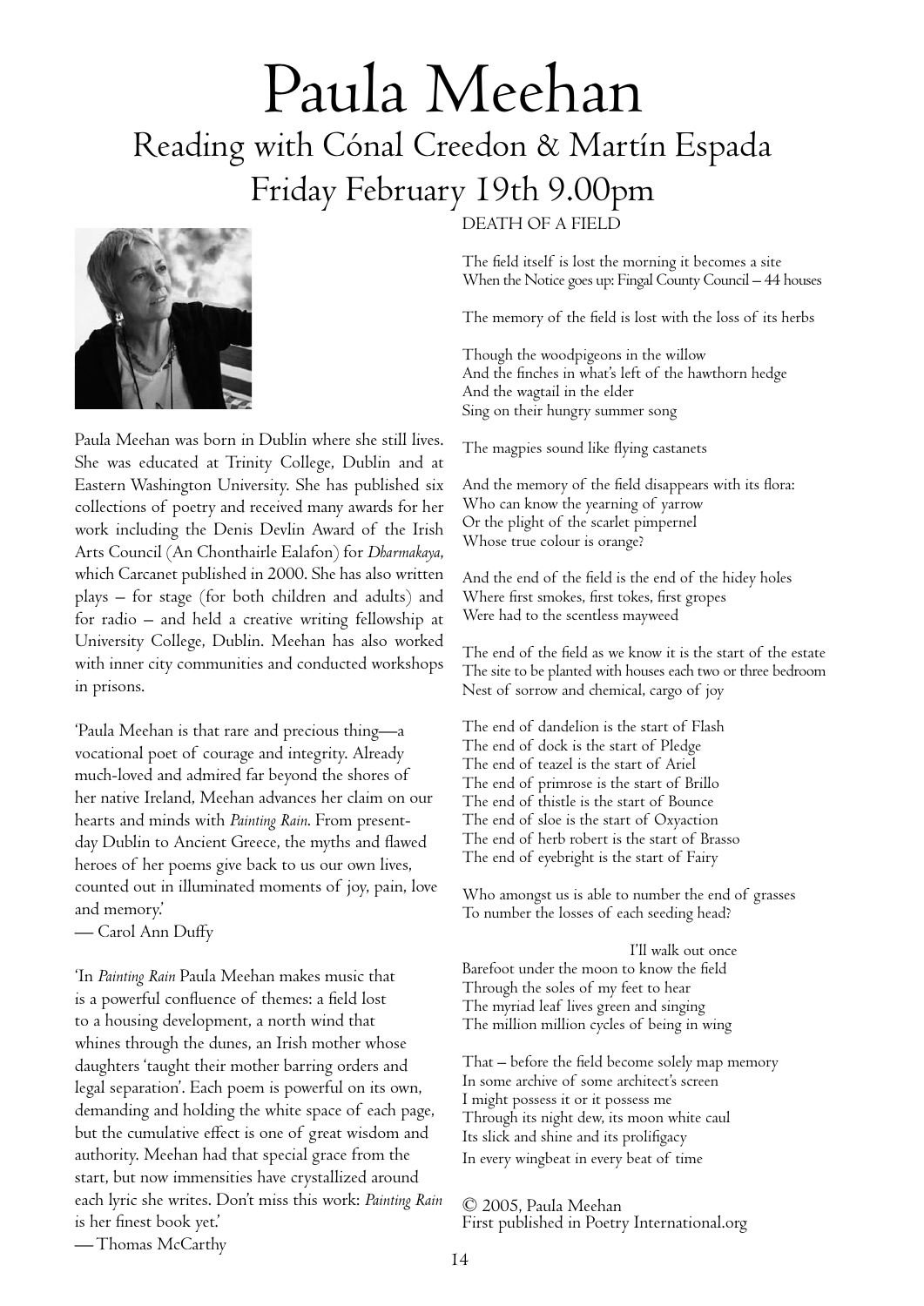# Paula Meehan

## Reading with Cónal Creedon & Martín Espada

## Friday February 19th 9.00pm

Paula Meehan was born in Dublin where she still lives. She was educated at Trinity College, Dublin and at Eastern Washington University. She has published six collections of poetry and received many awards for her work including the Denis Devlin Award of the Irish Arts Council (An Chonthairle Ealafon) for *Dharmakaya*, which Carcanet published in 2000. She has also written plays – for stage (for both children and adults) and for radio – and held a creative writing fellowship at University College, Dublin. Meehan has also worked with inner city communities and conducted workshops in prisons.

'Paula Meehan is that rare and precious thing—a vocational poet of courage and integrity. Already much-loved and admired far beyond the shores of her native Ireland, Meehan advances her claim on our hearts and minds with *Painting Rain*. From present-day Dublin to Ancient Greece, the myths and flawed heroes of her poems give back to us our own lives, counted out in illuminated moments of joy, pain, love and memory.'
— Carol Ann Duffy

'In *Painting Rain* Paula Meehan makes music that is a powerful confluence of themes: a field lost to a housing development, a north wind that whines through the dunes, an Irish mother whose daughters 'taught their mother barring orders and legal separation'. Each poem is powerful on its own, demanding and holding the white space of each page, but the cumulative effect is one of great wisdom and authority. Meehan had that special grace from the start, but now immensities have crystallized around each lyric she writes. Don't miss this work: *Painting Rain* is her finest book yet.'
— Thomas McCarthy

DEATH OF A FIELD

The field itself is lost the morning it becomes a site
When the Notice goes up: Fingal County Council – 44 houses

The memory of the field is lost with the loss of its herbs

Though the woodpigeons in the willow
And the finches in what's left of the hawthorn hedge
And the wagtail in the elder
Sing on their hungry summer song

The magpies sound like flying castanets

And the memory of the field disappears with its flora:
Who can know the yearning of yarrow
Or the plight of the scarlet pimpernel
Whose true colour is orange?

And the end of the field is the end of the hidey holes
Where first smokes, first tokes, first gropes
Were had to the scentless mayweed

The end of the field as we know it is the start of the estate
The site to be planted with houses each two or three bedroom
Nest of sorrow and chemical, cargo of joy

The end of dandelion is the start of Flash
The end of dock is the start of Pledge
The end of teazel is the start of Ariel
The end of primrose is the start of Brillo
The end of thistle is the start of Bounce
The end of sloe is the start of Oxyaction
The end of herb robert is the start of Brasso
The end of eyebright is the start of Fairy

Who amongst us is able to number the end of grasses
To number the losses of each seeding head?

I'll walk out once
Barefoot under the moon to know the field
Through the soles of my feet to hear
The myriad leaf lives green and singing
The million million cycles of being in wing

That – before the field become solely map memory
In some archive of some architect's screen
I might possess it or it possess me
Through its night dew, its moon white caul
Its slick and shine and its prolifigacy
In every wingbeat in every beat of time

© 2005, Paula Meehan
First published in Poetry International.org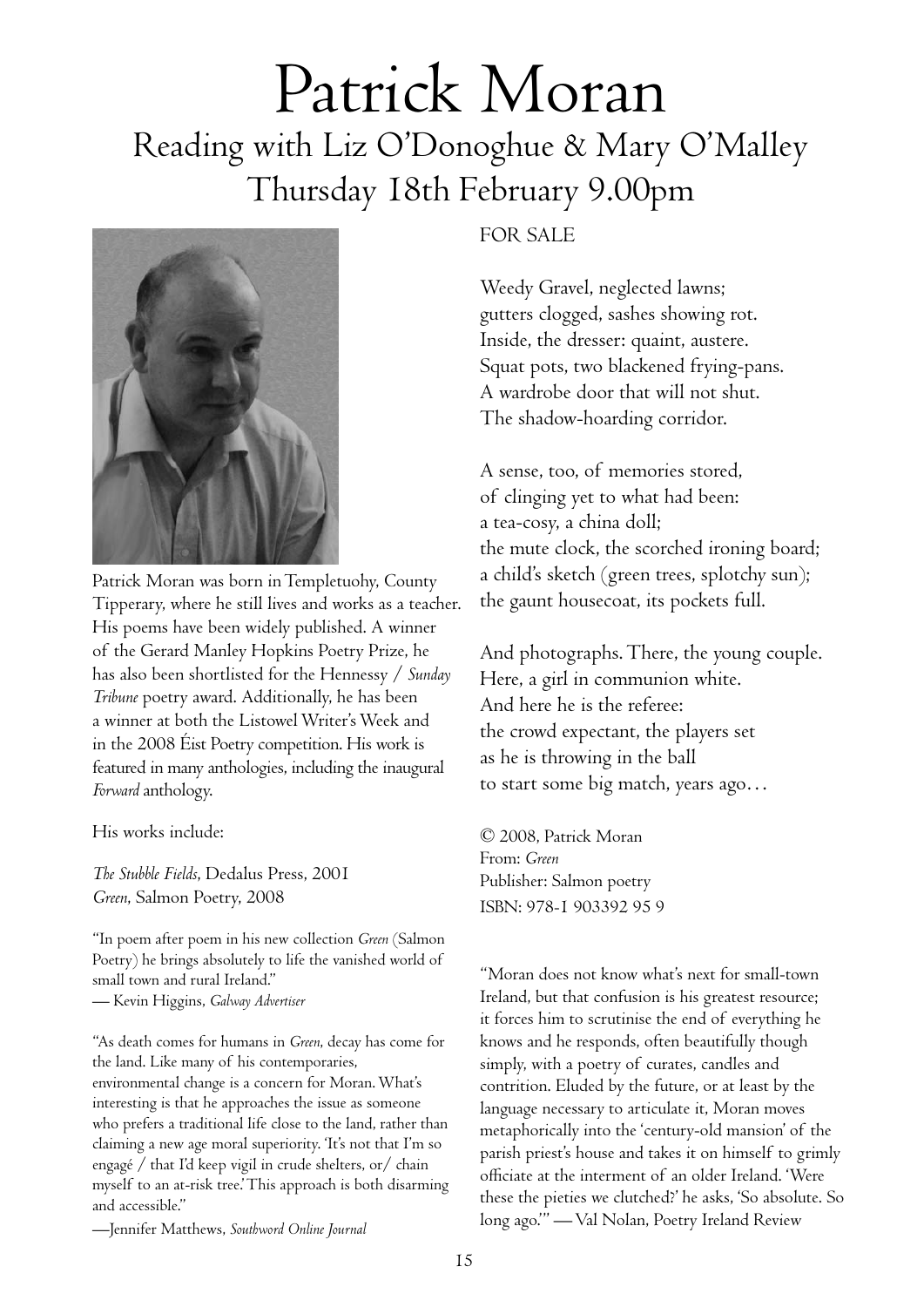# Patrick Moran

## Reading with Liz O'Donoghue & Mary O'Malley
## Thursday 18th February 9.00pm

Patrick Moran was born in Templetuohy, County Tipperary, where he still lives and works as a teacher. His poems have been widely published. A winner of the Gerard Manley Hopkins Poetry Prize, he has also been shortlisted for the Hennessy / *Sunday Tribune* poetry award. Additionally, he has been a winner at both the Listowel Writer's Week and in the 2008 Éist Poetry competition. His work is featured in many anthologies, including the inaugural *Forward* anthology.

His works include:

*The Stubble Fields*, Dedalus Press, 2001
*Green*, Salmon Poetry, 2008

"In poem after poem in his new collection *Green* (Salmon Poetry) he brings absolutely to life the vanished world of small town and rural Ireland."
— Kevin Higgins, *Galway Advertiser*

"As death comes for humans in *Green*, decay has come for the land. Like many of his contemporaries, environmental change is a concern for Moran. What's interesting is that he approaches the issue as someone who prefers a traditional life close to the land, rather than claiming a new age moral superiority. 'It's not that I'm so engagé / that I'd keep vigil in crude shelters, or/ chain myself to an at-risk tree.' This approach is both disarming and accessible."

—Jennifer Matthews, *Southword Online Journal*

FOR SALE

Weedy Gravel, neglected lawns;
gutters clogged, sashes showing rot.
Inside, the dresser: quaint, austere.
Squat pots, two blackened frying-pans.
A wardrobe door that will not shut.
The shadow-hoarding corridor.

A sense, too, of memories stored,
of clinging yet to what had been:
a tea-cosy, a china doll;
the mute clock, the scorched ironing board;
a child's sketch (green trees, splotchy sun);
the gaunt housecoat, its pockets full.

And photographs. There, the young couple.
Here, a girl in communion white.
And here he is the referee:
the crowd expectant, the players set
as he is throwing in the ball
to start some big match, years ago…

© 2008, Patrick Moran
From: *Green*
Publisher: Salmon poetry
ISBN: 978-1 903392 95 9

"Moran does not know what's next for small-town Ireland, but that confusion is his greatest resource; it forces him to scrutinise the end of everything he knows and he responds, often beautifully though simply, with a poetry of curates, candles and contrition. Eluded by the future, or at least by the language necessary to articulate it, Moran moves metaphorically into the 'century-old mansion' of the parish priest's house and takes it on himself to grimly officiate at the interment of an older Ireland. 'Were these the pieties we clutched?' he asks, 'So absolute. So long ago.'" — Val Nolan, Poetry Ireland Review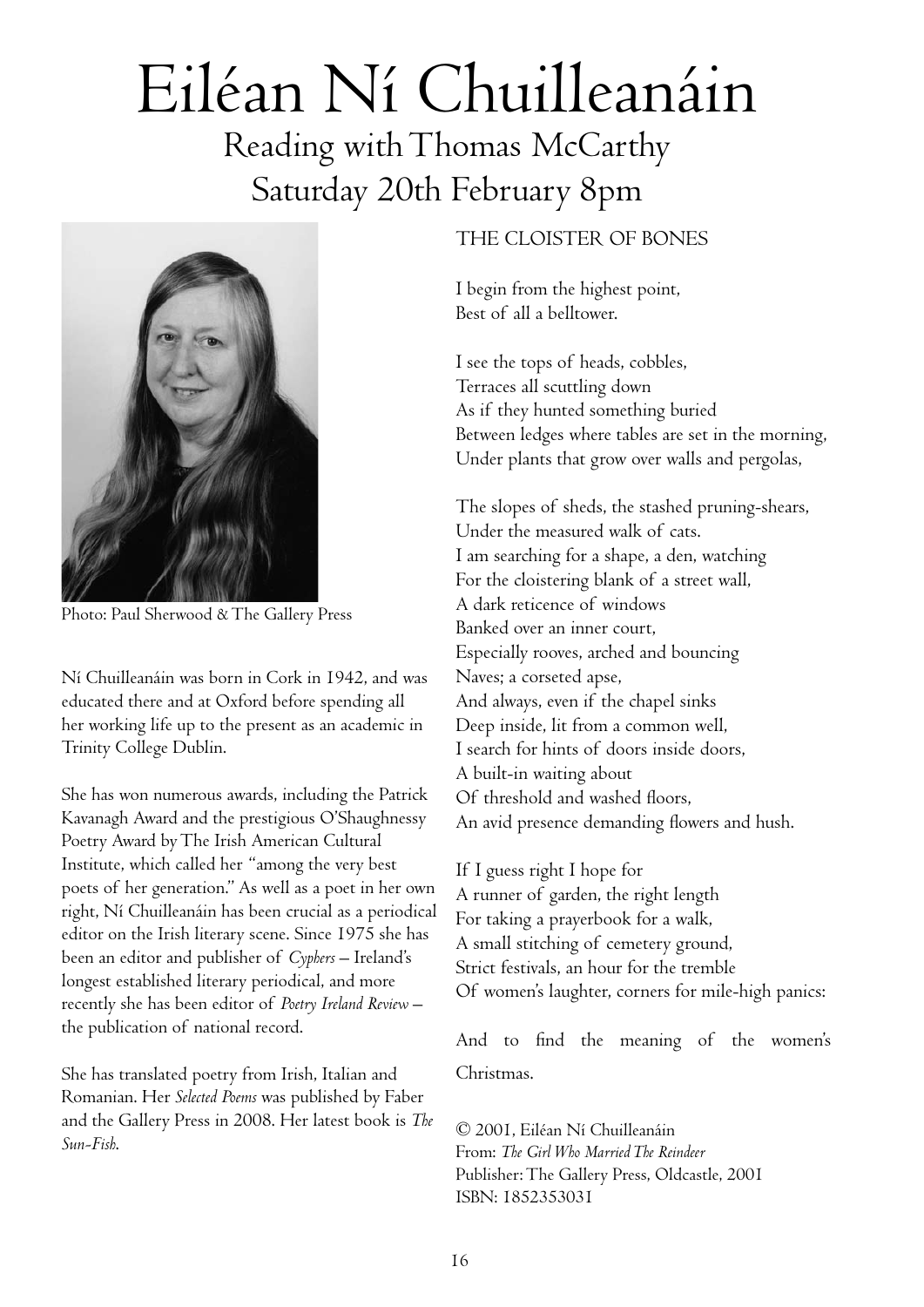# Eiléan Ní Chuilleanáin

## Reading with Thomas McCarthy
## Saturday 20th February 8pm

Photo: Paul Sherwood & The Gallery Press

Ní Chuilleanáin was born in Cork in 1942, and was educated there and at Oxford before spending all her working life up to the present as an academic in Trinity College Dublin.

She has won numerous awards, including the Patrick Kavanagh Award and the prestigious O'Shaughnessy Poetry Award by The Irish American Cultural Institute, which called her "among the very best poets of her generation." As well as a poet in her own right, Ní Chuilleanáin has been crucial as a periodical editor on the Irish literary scene. Since 1975 she has been an editor and publisher of *Cyphers* – Ireland's longest established literary periodical, and more recently she has been editor of *Poetry Ireland Review* – the publication of national record.

She has translated poetry from Irish, Italian and Romanian. Her *Selected Poems* was published by Faber and the Gallery Press in 2008. Her latest book is *The Sun-Fish*.

### THE CLOISTER OF BONES

I begin from the highest point,
Best of all a belltower.

I see the tops of heads, cobbles,
Terraces all scuttling down
As if they hunted something buried
Between ledges where tables are set in the morning,
Under plants that grow over walls and pergolas,

The slopes of sheds, the stashed pruning-shears,
Under the measured walk of cats.
I am searching for a shape, a den, watching
For the cloistering blank of a street wall,
A dark reticence of windows
Banked over an inner court,
Especially rooves, arched and bouncing
Naves; a corseted apse,
And always, even if the chapel sinks
Deep inside, lit from a common well,
I search for hints of doors inside doors,
A built-in waiting about
Of threshold and washed floors,
An avid presence demanding flowers and hush.

If I guess right I hope for
A runner of garden, the right length
For taking a prayerbook for a walk,
A small stitching of cemetery ground,
Strict festivals, an hour for the tremble
Of women's laughter, corners for mile-high panics:

And to find the meaning of the women's Christmas.

© 2001, Eiléan Ní Chuilleanáin
From: *The Girl Who Married The Reindeer*
Publisher: The Gallery Press, Oldcastle, 2001
ISBN: 1852353031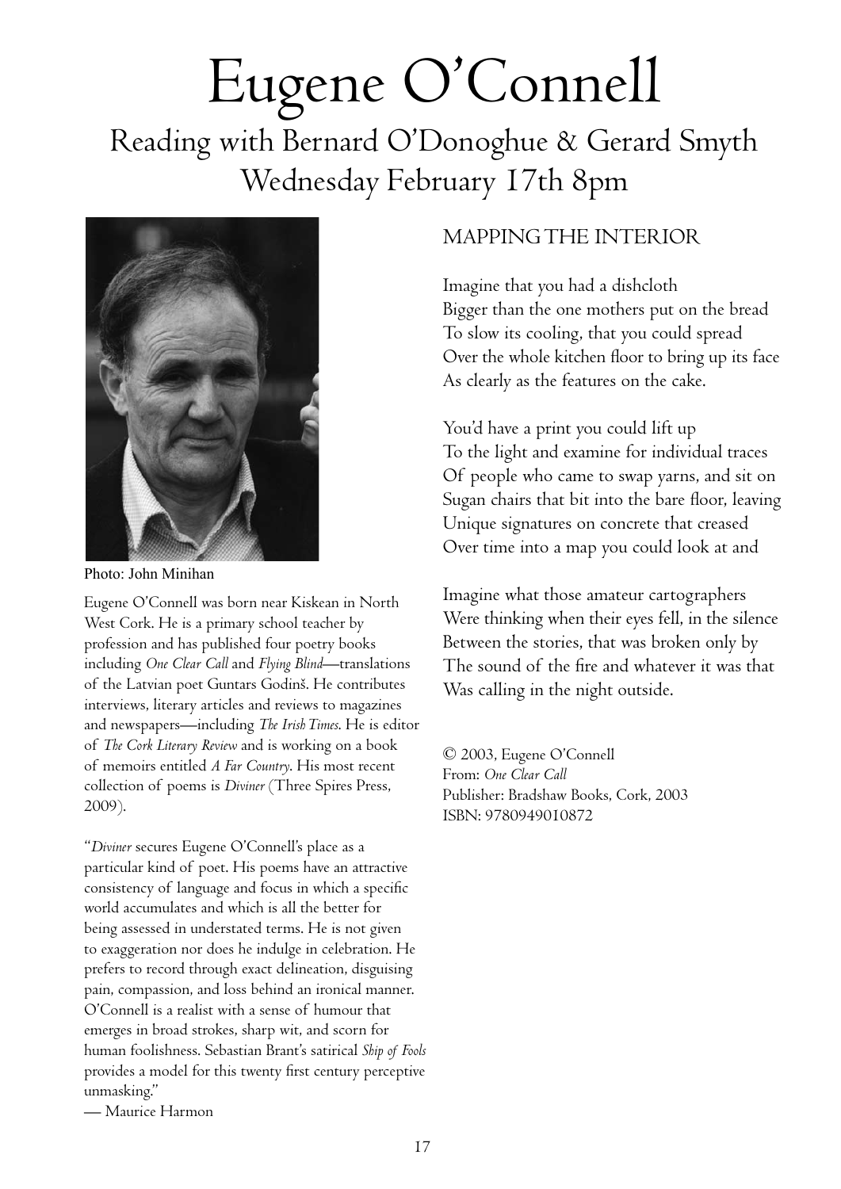# Eugene O'Connell

## Reading with Bernard O'Donoghue & Gerard Smyth
## Wednesday February 17th 8pm

Photo: John Minihan

Eugene O'Connell was born near Kiskean in North West Cork. He is a primary school teacher by profession and has published four poetry books including *One Clear Call* and *Flying Blind*—translations of the Latvian poet Guntars Godinš. He contributes interviews, literary articles and reviews to magazines and newspapers—including *The Irish Times*. He is editor of *The Cork Literary Review* and is working on a book of memoirs entitled *A Far Country*. His most recent collection of poems is *Diviner* (Three Spires Press, 2009).

"*Diviner* secures Eugene O'Connell's place as a particular kind of poet. His poems have an attractive consistency of language and focus in which a specific world accumulates and which is all the better for being assessed in understated terms. He is not given to exaggeration nor does he indulge in celebration. He prefers to record through exact delineation, disguising pain, compassion, and loss behind an ironical manner. O'Connell is a realist with a sense of humour that emerges in broad strokes, sharp wit, and scorn for human foolishness. Sebastian Brant's satirical *Ship of Fools* provides a model for this twenty first century perceptive unmasking."
— Maurice Harmon

### MAPPING THE INTERIOR

Imagine that you had a dishcloth
Bigger than the one mothers put on the bread
To slow its cooling, that you could spread
Over the whole kitchen floor to bring up its face
As clearly as the features on the cake.

You'd have a print you could lift up
To the light and examine for individual traces
Of people who came to swap yarns, and sit on
Sugan chairs that bit into the bare floor, leaving
Unique signatures on concrete that creased
Over time into a map you could look at and

Imagine what those amateur cartographers
Were thinking when their eyes fell, in the silence
Between the stories, that was broken only by
The sound of the fire and whatever it was that
Was calling in the night outside.

© 2003, Eugene O'Connell
From: *One Clear Call*
Publisher: Bradshaw Books, Cork, 2003
ISBN: 9780949010872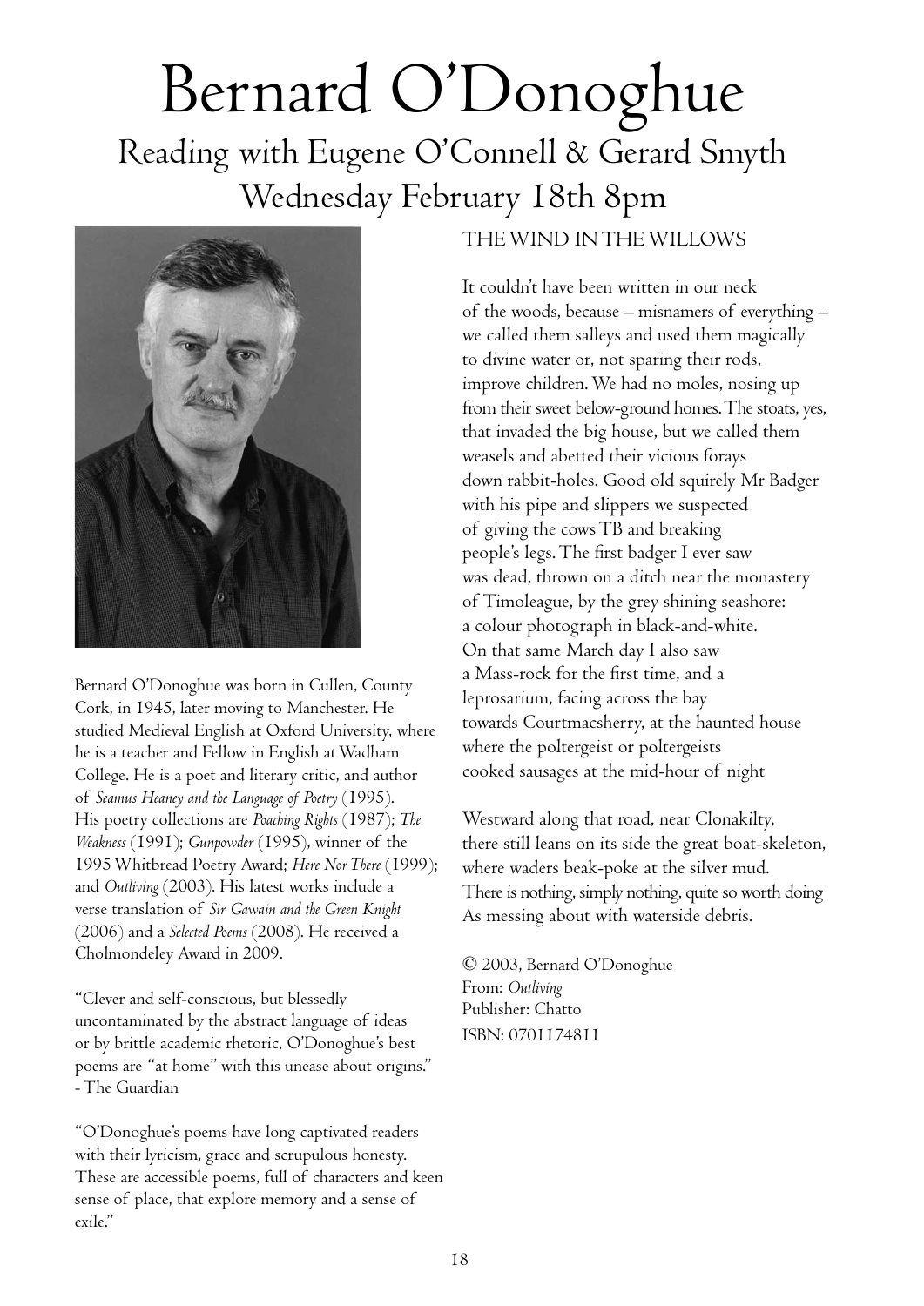# Bernard O'Donoghue

## Reading with Eugene O'Connell & Gerard Smyth
## Wednesday February 18th 8pm

Bernard O'Donoghue was born in Cullen, County Cork, in 1945, later moving to Manchester. He studied Medieval English at Oxford University, where he is a teacher and Fellow in English at Wadham College. He is a poet and literary critic, and author of *Seamus Heaney and the Language of Poetry* (1995). His poetry collections are *Poaching Rights* (1987); *The Weakness* (1991); *Gunpowder* (1995), winner of the 1995 Whitbread Poetry Award; *Here Nor There* (1999); and *Outliving* (2003). His latest works include a verse translation of *Sir Gawain and the Green Knight* (2006) and a *Selected Poems* (2008). He received a Cholmondeley Award in 2009.

"Clever and self-conscious, but blessedly uncontaminated by the abstract language of ideas or by brittle academic rhetoric, O'Donoghue's best poems are "at home" with this unease about origins."
- The Guardian

"O'Donoghue's poems have long captivated readers with their lyricism, grace and scrupulous honesty. These are accessible poems, full of characters and keen sense of place, that explore memory and a sense of exile."

### THE WIND IN THE WILLOWS

It couldn't have been written in our neck  
of the woods, because – misnamers of everything –  
we called them salleys and used them magically  
to divine water or, not sparing their rods,  
improve children. We had no moles, nosing up  
from their sweet below-ground homes. The stoats, yes,  
that invaded the big house, but we called them  
weasels and abetted their vicious forays  
down rabbit-holes. Good old squirely Mr Badger  
with his pipe and slippers we suspected  
of giving the cows TB and breaking  
people's legs. The first badger I ever saw  
was dead, thrown on a ditch near the monastery  
of Timoleague, by the grey shining seashore:  
a colour photograph in black-and-white.  
On that same March day I also saw  
a Mass-rock for the first time, and a  
leprosarium, facing across the bay  
towards Courtmacsherry, at the haunted house  
where the poltergeist or poltergeists  
cooked sausages at the mid-hour of night

Westward along that road, near Clonakilty,  
there still leans on its side the great boat-skeleton,  
where waders beak-poke at the silver mud.  
There is nothing, simply nothing, quite so worth doing  
As messing about with waterside debris.

© 2003, Bernard O'Donoghue  
From: *Outliving*  
Publisher: Chatto  
ISBN: 0701174811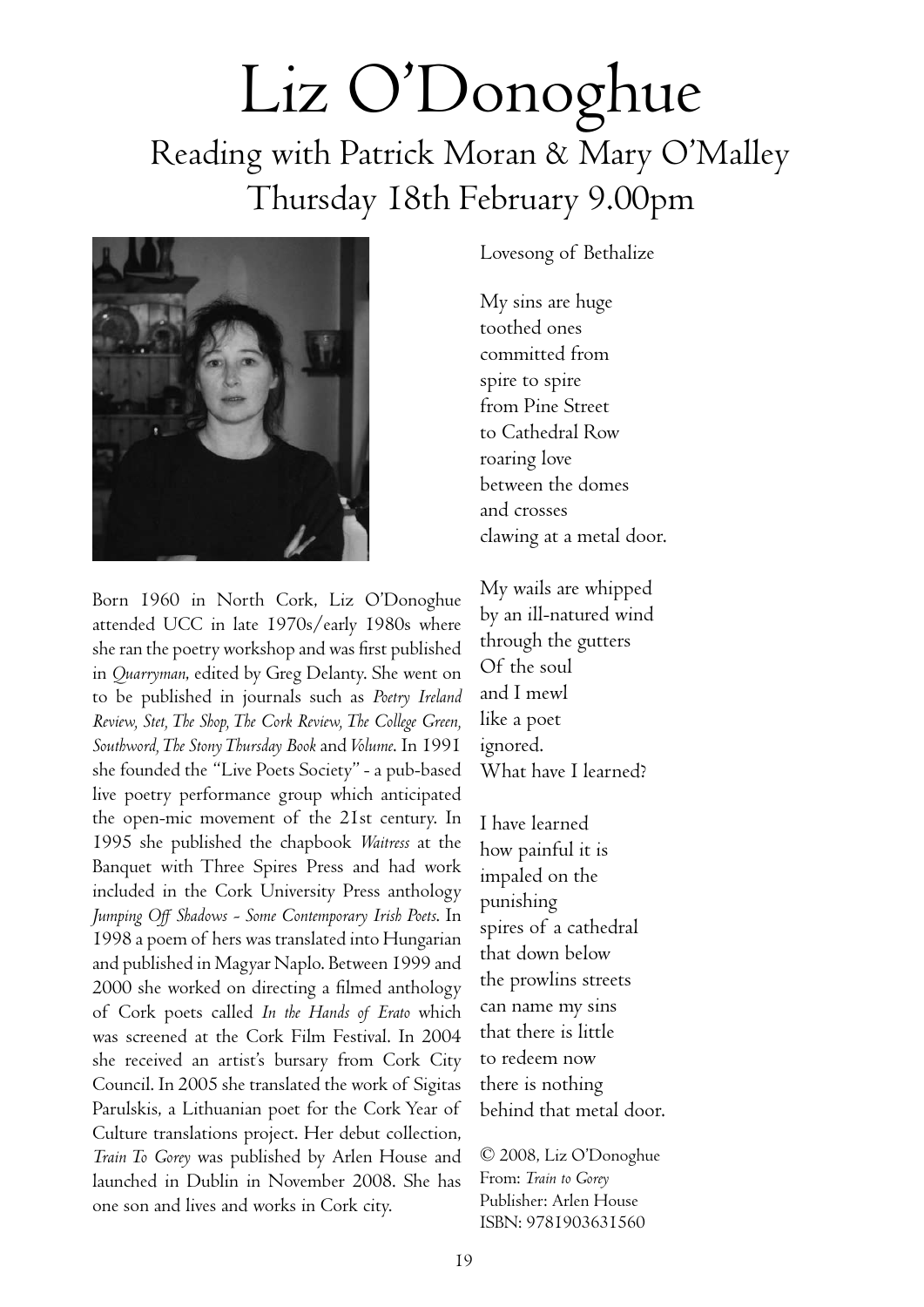# Liz O'Donoghue

## Reading with Patrick Moran & Mary O'Malley
## Thursday 18th February 9.00pm

Born 1960 in North Cork, Liz O'Donoghue attended UCC in late 1970s/early 1980s where she ran the poetry workshop and was first published in *Quarryman,* edited by Greg Delanty. She went on to be published in journals such as *Poetry Ireland Review, Stet, The Shop, The Cork Review, The College Green, Southword, The Stony Thursday Book* and *Volume*. In 1991 she founded the "Live Poets Society" - a pub-based live poetry performance group which anticipated the open-mic movement of the 21st century. In 1995 she published the chapbook *Waitress* at the Banquet with Three Spires Press and had work included in the Cork University Press anthology *Jumping Off Shadows - Some Contemporary Irish Poets*. In 1998 a poem of hers was translated into Hungarian and published in Magyar Naplo. Between 1999 and 2000 she worked on directing a filmed anthology of Cork poets called *In the Hands of Erato* which was screened at the Cork Film Festival. In 2004 she received an artist's bursary from Cork City Council. In 2005 she translated the work of Sigitas Parulskis, a Lithuanian poet for the Cork Year of Culture translations project. Her debut collection, *Train To Gorey* was published by Arlen House and launched in Dublin in November 2008. She has one son and lives and works in Cork city.

Lovesong of Bethalize

My sins are huge  
toothed ones  
committed from  
spire to spire  
from Pine Street  
to Cathedral Row  
roaring love  
between the domes  
and crosses  
clawing at a metal door.

My wails are whipped  
by an ill-natured wind  
through the gutters  
Of the soul  
and I mewl  
like a poet  
ignored.  
What have I learned?

I have learned  
how painful it is  
impaled on the  
punishing  
spires of a cathedral  
that down below  
the prowlins streets  
can name my sins  
that there is little  
to redeem now  
there is nothing  
behind that metal door.

© 2008, Liz O'Donoghue  
From: *Train to Gorey*  
Publisher: Arlen House  
ISBN: 9781903631560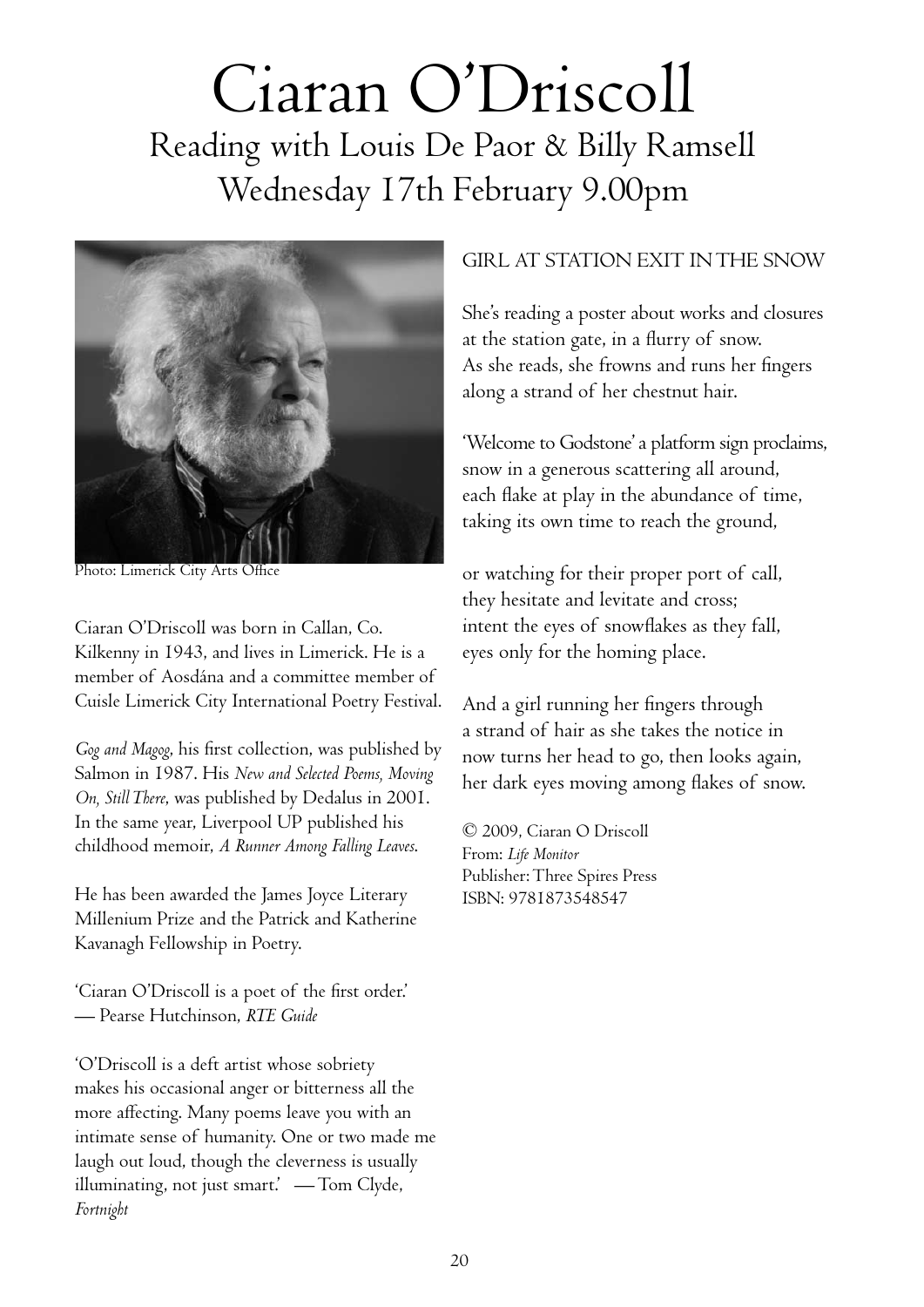# Ciaran O'Driscoll

## Reading with Louis De Paor & Billy Ramsell
## Wednesday 17th February 9.00pm

Photo: Limerick City Arts Office

Ciaran O'Driscoll was born in Callan, Co. Kilkenny in 1943, and lives in Limerick. He is a member of Aosdána and a committee member of Cuisle Limerick City International Poetry Festival.

*Gog and Magog*, his first collection, was published by Salmon in 1987. His *New and Selected Poems, Moving On, Still There*, was published by Dedalus in 2001. In the same year, Liverpool UP published his childhood memoir, *A Runner Among Falling Leaves*.

He has been awarded the James Joyce Literary Millenium Prize and the Patrick and Katherine Kavanagh Fellowship in Poetry.

'Ciaran O'Driscoll is a poet of the first order.'
— Pearse Hutchinson, *RTE Guide*

'O'Driscoll is a deft artist whose sobriety makes his occasional anger or bitterness all the more affecting. Many poems leave you with an intimate sense of humanity. One or two made me laugh out loud, though the cleverness is usually illuminating, not just smart.' — Tom Clyde, *Fortnight*

### GIRL AT STATION EXIT IN THE SNOW

She's reading a poster about works and closures
at the station gate, in a flurry of snow.
As she reads, she frowns and runs her fingers
along a strand of her chestnut hair.

'Welcome to Godstone' a platform sign proclaims,
snow in a generous scattering all around,
each flake at play in the abundance of time,
taking its own time to reach the ground,

or watching for their proper port of call,
they hesitate and levitate and cross;
intent the eyes of snowflakes as they fall,
eyes only for the homing place.

And a girl running her fingers through
a strand of hair as she takes the notice in
now turns her head to go, then looks again,
her dark eyes moving among flakes of snow.

© 2009, Ciaran O Driscoll
From: *Life Monitor*
Publisher: Three Spires Press
ISBN: 9781873548547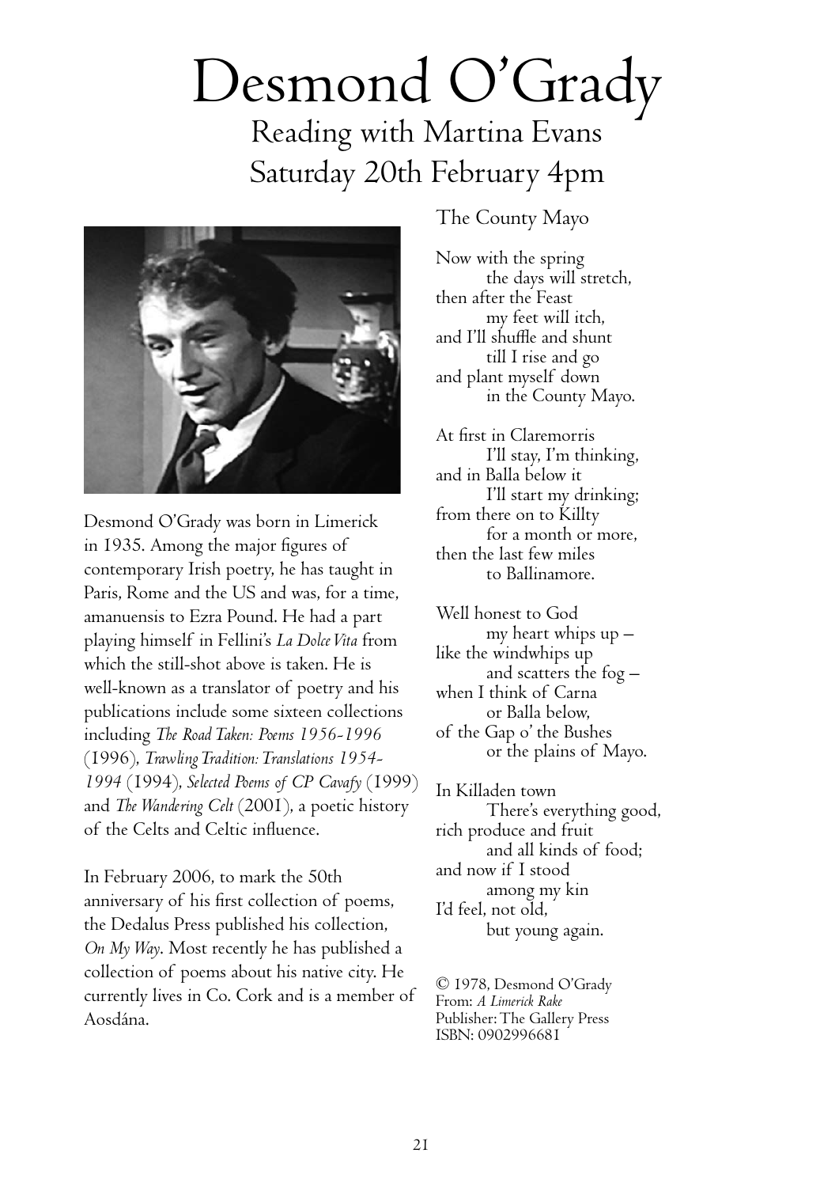# Desmond O'Grady

## Reading with Martina Evans
## Saturday 20th February 4pm

Desmond O'Grady was born in Limerick in 1935. Among the major figures of contemporary Irish poetry, he has taught in Paris, Rome and the US and was, for a time, amanuensis to Ezra Pound. He had a part playing himself in Fellini's *La Dolce Vita* from which the still-shot above is taken. He is well-known as a translator of poetry and his publications include some sixteen collections including *The Road Taken: Poems 1956-1996* (1996), *Trawling Tradition: Translations 1954-1994* (1994), *Selected Poems of CP Cavafy* (1999) and *The Wandering Celt* (2001), a poetic history of the Celts and Celtic influence.

In February 2006, to mark the 50th anniversary of his first collection of poems, the Dedalus Press published his collection, *On My Way*. Most recently he has published a collection of poems about his native city. He currently lives in Co. Cork and is a member of Aosdána.

### The County Mayo

Now with the spring  
    the days will stretch,  
then after the Feast  
    my feet will itch,  
and I'll shuffle and shunt  
    till I rise and go  
and plant myself down  
    in the County Mayo.

At first in Claremorris  
    I'll stay, I'm thinking,  
and in Balla below it  
    I'll start my drinking;  
from there on to Killty  
    for a month or more,  
then the last few miles  
    to Ballinamore.

Well honest to God  
    my heart whips up –  
like the windwhips up  
    and scatters the fog –  
when I think of Carna  
    or Balla below,  
of the Gap o' the Bushes  
    or the plains of Mayo.

In Killaden town  
    There's everything good,  
rich produce and fruit  
    and all kinds of food;  
and now if I stood  
    among my kin  
I'd feel, not old,  
    but young again.

© 1978, Desmond O'Grady  
From: *A Limerick Rake*  
Publisher: The Gallery Press  
ISBN: 0902996681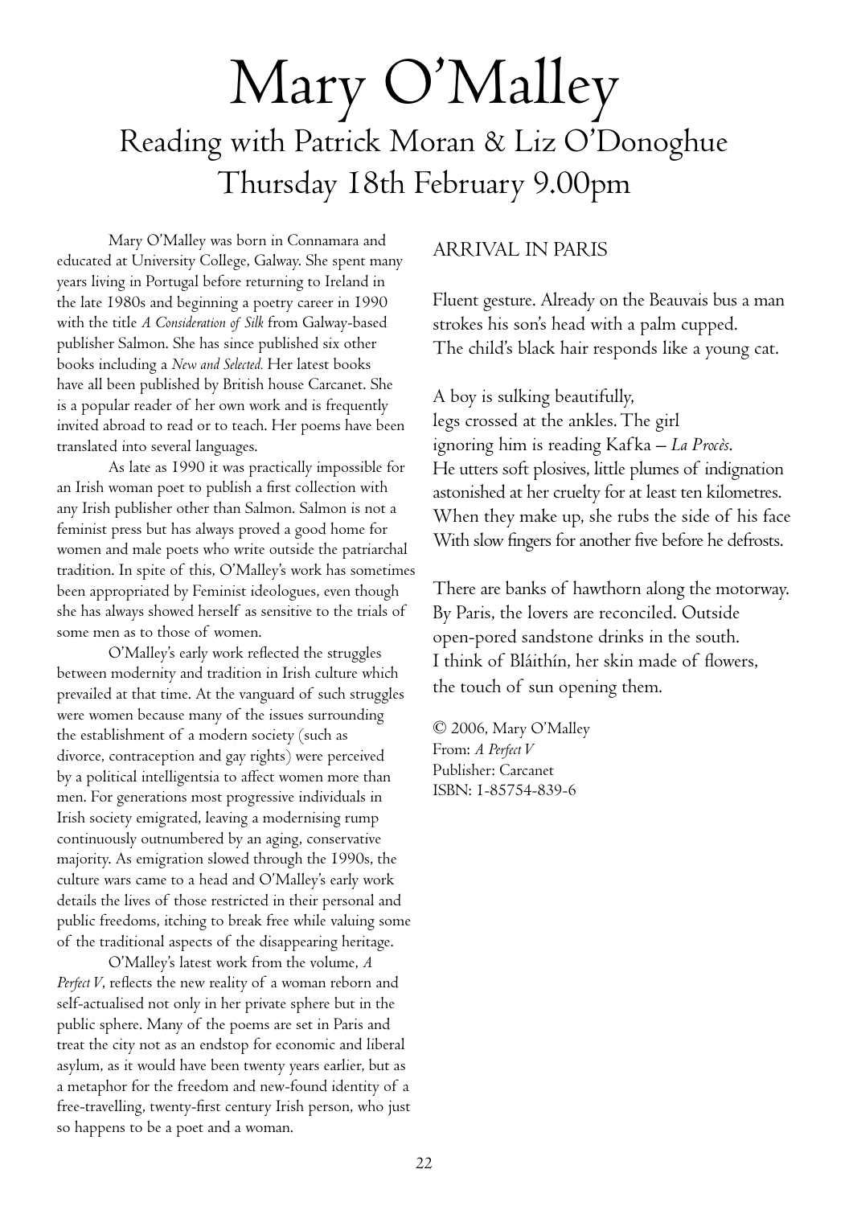# Mary O'Malley

## Reading with Patrick Moran & Liz O'Donoghue
## Thursday 18th February 9.00pm

Mary O'Malley was born in Connamara and educated at University College, Galway. She spent many years living in Portugal before returning to Ireland in the late 1980s and beginning a poetry career in 1990 with the title *A Consideration of Silk* from Galway-based publisher Salmon. She has since published six other books including a *New and Selected.* Her latest books have all been published by British house Carcanet. She is a popular reader of her own work and is frequently invited abroad to read or to teach. Her poems have been translated into several languages.

As late as 1990 it was practically impossible for an Irish woman poet to publish a first collection with any Irish publisher other than Salmon. Salmon is not a feminist press but has always proved a good home for women and male poets who write outside the patriarchal tradition. In spite of this, O'Malley's work has sometimes been appropriated by Feminist ideologues, even though she has always showed herself as sensitive to the trials of some men as to those of women.

O'Malley's early work reflected the struggles between modernity and tradition in Irish culture which prevailed at that time. At the vanguard of such struggles were women because many of the issues surrounding the establishment of a modern society (such as divorce, contraception and gay rights) were perceived by a political intelligentsia to affect women more than men. For generations most progressive individuals in Irish society emigrated, leaving a modernising rump continuously outnumbered by an aging, conservative majority. As emigration slowed through the 1990s, the culture wars came to a head and O'Malley's early work details the lives of those restricted in their personal and public freedoms, itching to break free while valuing some of the traditional aspects of the disappearing heritage.

O'Malley's latest work from the volume, *A Perfect V*, reflects the new reality of a woman reborn and self-actualised not only in her private sphere but in the public sphere. Many of the poems are set in Paris and treat the city not as an endstop for economic and liberal asylum, as it would have been twenty years earlier, but as a metaphor for the freedom and new-found identity of a free-travelling, twenty-first century Irish person, who just so happens to be a poet and a woman.

### ARRIVAL IN PARIS

Fluent gesture. Already on the Beauvais bus a man
strokes his son's head with a palm cupped.
The child's black hair responds like a young cat.

A boy is sulking beautifully,
legs crossed at the ankles. The girl
ignoring him is reading Kafka – *La Procès*.
He utters soft plosives, little plumes of indignation
astonished at her cruelty for at least ten kilometres.
When they make up, she rubs the side of his face
With slow fingers for another five before he defrosts.

There are banks of hawthorn along the motorway.
By Paris, the lovers are reconciled. Outside
open-pored sandstone drinks in the south.
I think of Bláithín, her skin made of flowers,
the touch of sun opening them.

© 2006, Mary O'Malley
From: *A Perfect V*
Publisher: Carcanet
ISBN: 1-85754-839-6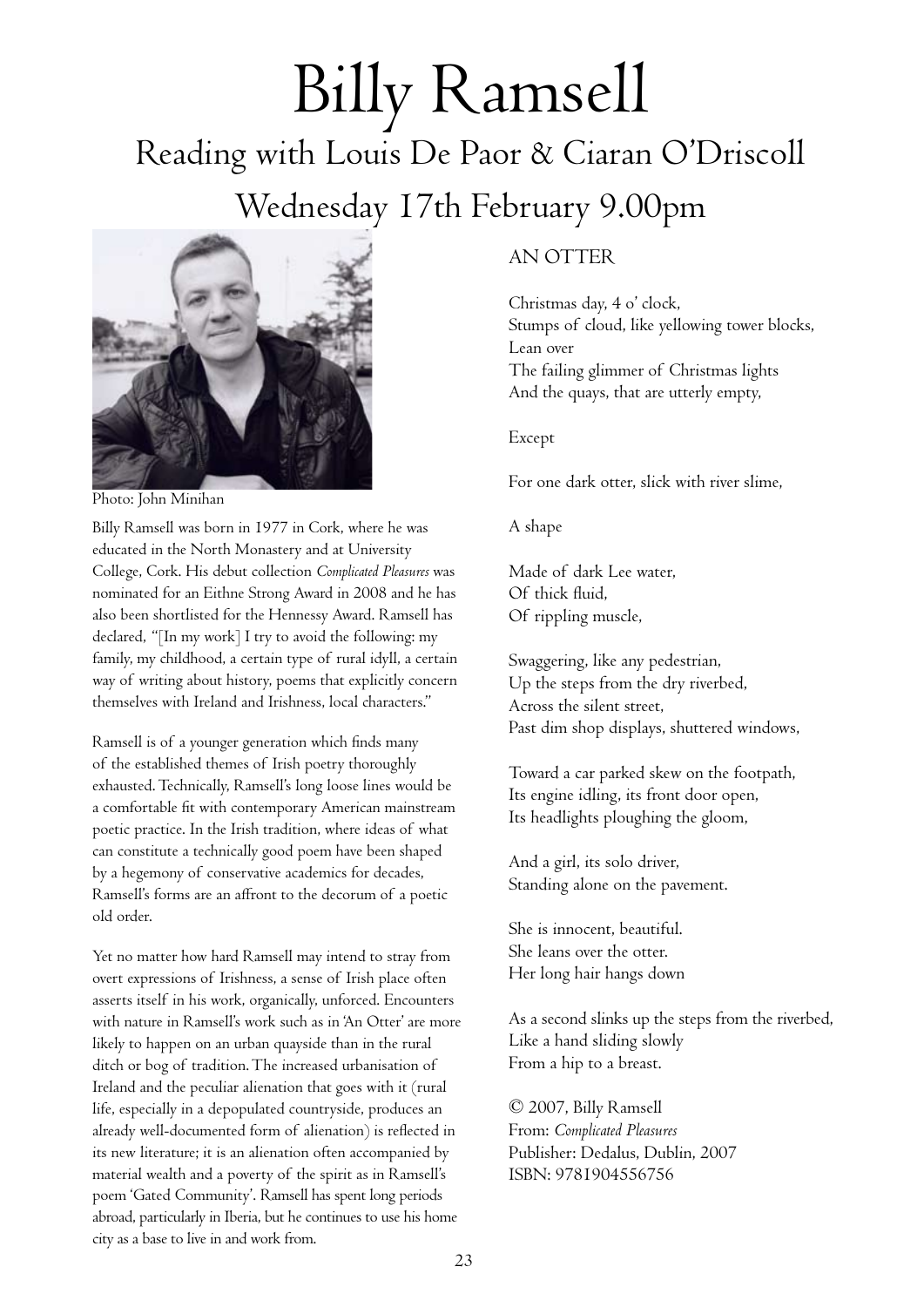# Billy Ramsell

## Reading with Louis De Paor & Ciaran O'Driscoll

## Wednesday 17th February 9.00pm

Photo: John Minihan

Billy Ramsell was born in 1977 in Cork, where he was educated in the North Monastery and at University College, Cork. His debut collection *Complicated Pleasures* was nominated for an Eithne Strong Award in 2008 and he has also been shortlisted for the Hennessy Award. Ramsell has declared, "[In my work] I try to avoid the following: my family, my childhood, a certain type of rural idyll, a certain way of writing about history, poems that explicitly concern themselves with Ireland and Irishness, local characters."

Ramsell is of a younger generation which finds many of the established themes of Irish poetry thoroughly exhausted. Technically, Ramsell's long loose lines would be a comfortable fit with contemporary American mainstream poetic practice. In the Irish tradition, where ideas of what can constitute a technically good poem have been shaped by a hegemony of conservative academics for decades, Ramsell's forms are an affront to the decorum of a poetic old order.

Yet no matter how hard Ramsell may intend to stray from overt expressions of Irishness, a sense of Irish place often asserts itself in his work, organically, unforced. Encounters with nature in Ramsell's work such as in 'An Otter' are more likely to happen on an urban quayside than in the rural ditch or bog of tradition. The increased urbanisation of Ireland and the peculiar alienation that goes with it (rural life, especially in a depopulated countryside, produces an already well-documented form of alienation) is reflected in its new literature; it is an alienation often accompanied by material wealth and a poverty of the spirit as in Ramsell's poem 'Gated Community'. Ramsell has spent long periods abroad, particularly in Iberia, but he continues to use his home city as a base to live in and work from.

### AN OTTER

Christmas day, 4 o' clock,
Stumps of cloud, like yellowing tower blocks,
Lean over
The failing glimmer of Christmas lights
And the quays, that are utterly empty,

Except

For one dark otter, slick with river slime,

A shape

Made of dark Lee water,
Of thick fluid,
Of rippling muscle,

Swaggering, like any pedestrian,
Up the steps from the dry riverbed,
Across the silent street,
Past dim shop displays, shuttered windows,

Toward a car parked skew on the footpath,
Its engine idling, its front door open,
Its headlights ploughing the gloom,

And a girl, its solo driver,
Standing alone on the pavement.

She is innocent, beautiful.
She leans over the otter.
Her long hair hangs down

As a second slinks up the steps from the riverbed,
Like a hand sliding slowly
From a hip to a breast.

© 2007, Billy Ramsell
From: *Complicated Pleasures*
Publisher: Dedalus, Dublin, 2007
ISBN: 9781904556756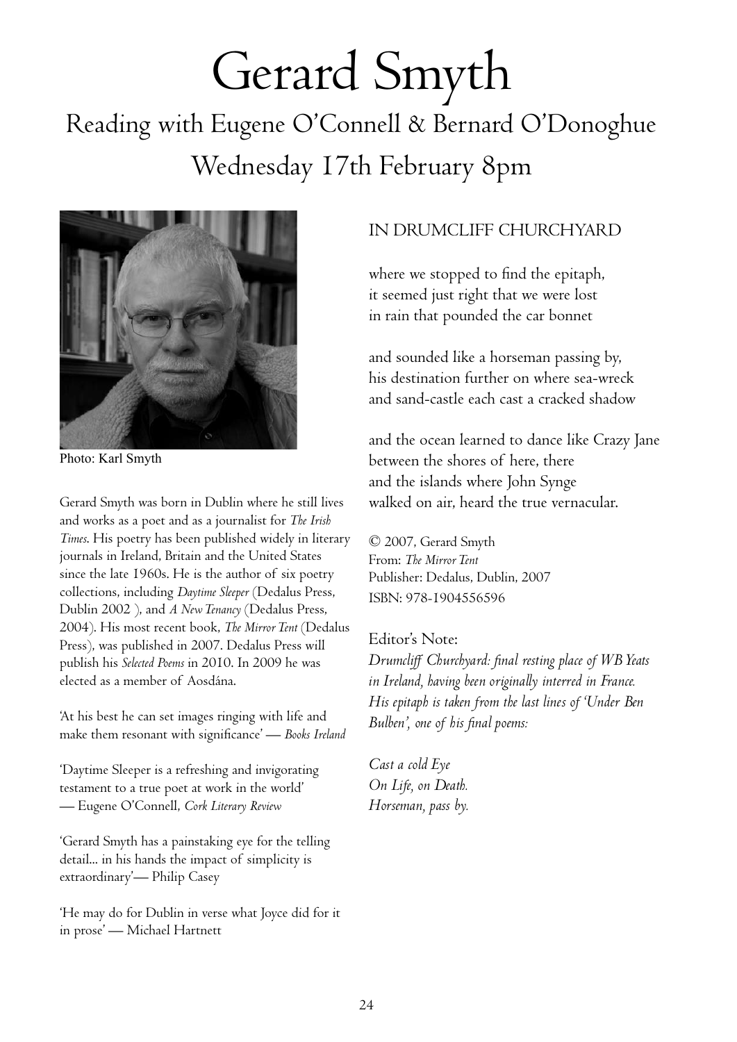# Gerard Smyth

## Reading with Eugene O'Connell & Bernard O'Donoghue
## Wednesday 17th February 8pm

Photo: Karl Smyth

Gerard Smyth was born in Dublin where he still lives and works as a poet and as a journalist for *The Irish Times*. His poetry has been published widely in literary journals in Ireland, Britain and the United States since the late 1960s. He is the author of six poetry collections, including *Daytime Sleeper* (Dedalus Press, Dublin 2002 ), and *A New Tenancy* (Dedalus Press, 2004). His most recent book, *The Mirror Tent* (Dedalus Press), was published in 2007. Dedalus Press will publish his *Selected Poems* in 2010. In 2009 he was elected as a member of Aosdána.

'At his best he can set images ringing with life and make them resonant with significance' — *Books Ireland*

'Daytime Sleeper is a refreshing and invigorating testament to a true poet at work in the world' — Eugene O'Connell, *Cork Literary Review*

'Gerard Smyth has a painstaking eye for the telling detail... in his hands the impact of simplicity is extraordinary'— Philip Casey

'He may do for Dublin in verse what Joyce did for it in prose' — Michael Hartnett

### IN DRUMCLIFF CHURCHYARD

where we stopped to find the epitaph,
it seemed just right that we were lost
in rain that pounded the car bonnet

and sounded like a horseman passing by,
his destination further on where sea-wreck
and sand-castle each cast a cracked shadow

and the ocean learned to dance like Crazy Jane
between the shores of here, there
and the islands where John Synge
walked on air, heard the true vernacular.

© 2007, Gerard Smyth
From: *The Mirror Tent*
Publisher: Dedalus, Dublin, 2007
ISBN: 978-1904556596

Editor's Note:
*Drumcliff Churchyard: final resting place of WB Yeats in Ireland, having been originally interred in France. His epitaph is taken from the last lines of 'Under Ben Bulben', one of his final poems:*

*Cast a cold Eye*
*On Life, on Death.*
*Horseman, pass by.*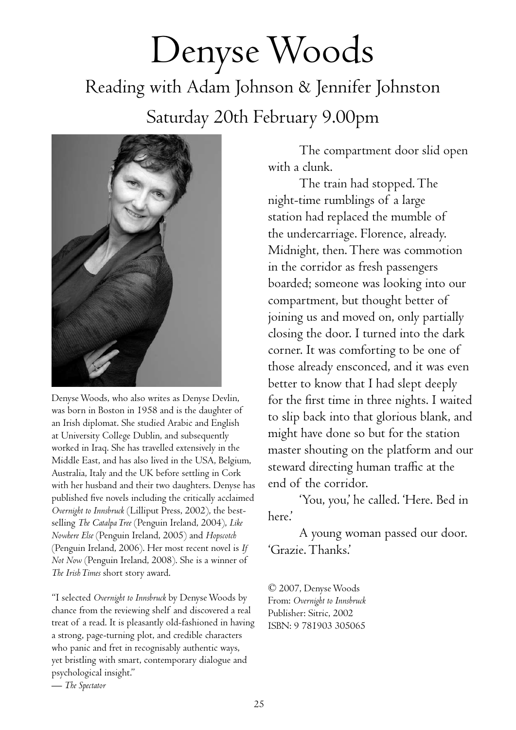# Denyse Woods

## Reading with Adam Johnson & Jennifer Johnston

## Saturday 20th February 9.00pm

Denyse Woods, who also writes as Denyse Devlin, was born in Boston in 1958 and is the daughter of an Irish diplomat. She studied Arabic and English at University College Dublin, and subsequently worked in Iraq. She has travelled extensively in the Middle East, and has also lived in the USA, Belgium, Australia, Italy and the UK before settling in Cork with her husband and their two daughters. Denyse has published five novels including the critically acclaimed *Overnight to Innsbruck* (Lilliput Press, 2002), the best-selling *The Catalpa Tree* (Penguin Ireland, 2004), *Like Nowhere Else* (Penguin Ireland, 2005) and *Hopscotch* (Penguin Ireland, 2006). Her most recent novel is *If Not Now* (Penguin Ireland, 2008). She is a winner of *The Irish Times* short story award.

"I selected *Overnight to Innsbruck* by Denyse Woods by chance from the reviewing shelf and discovered a real treat of a read. It is pleasantly old-fashioned in having a strong, page-turning plot, and credible characters who panic and fret in recognisably authentic ways, yet bristling with smart, contemporary dialogue and psychological insight."
— *The Spectator*

The compartment door slid open with a clunk.

The train had stopped. The night-time rumblings of a large station had replaced the mumble of the undercarriage. Florence, already. Midnight, then. There was commotion in the corridor as fresh passengers boarded; someone was looking into our compartment, but thought better of joining us and moved on, only partially closing the door. I turned into the dark corner. It was comforting to be one of those already ensconced, and it was even better to know that I had slept deeply for the first time in three nights. I waited to slip back into that glorious blank, and might have done so but for the station master shouting on the platform and our steward directing human traffic at the end of the corridor.

'You, you,' he called. 'Here. Bed in here.'

A young woman passed our door. 'Grazie. Thanks.'

© 2007, Denyse Woods
From: *Overnight to Innsbruck*
Publisher: Sitric, 2002
ISBN: 9 781903 305065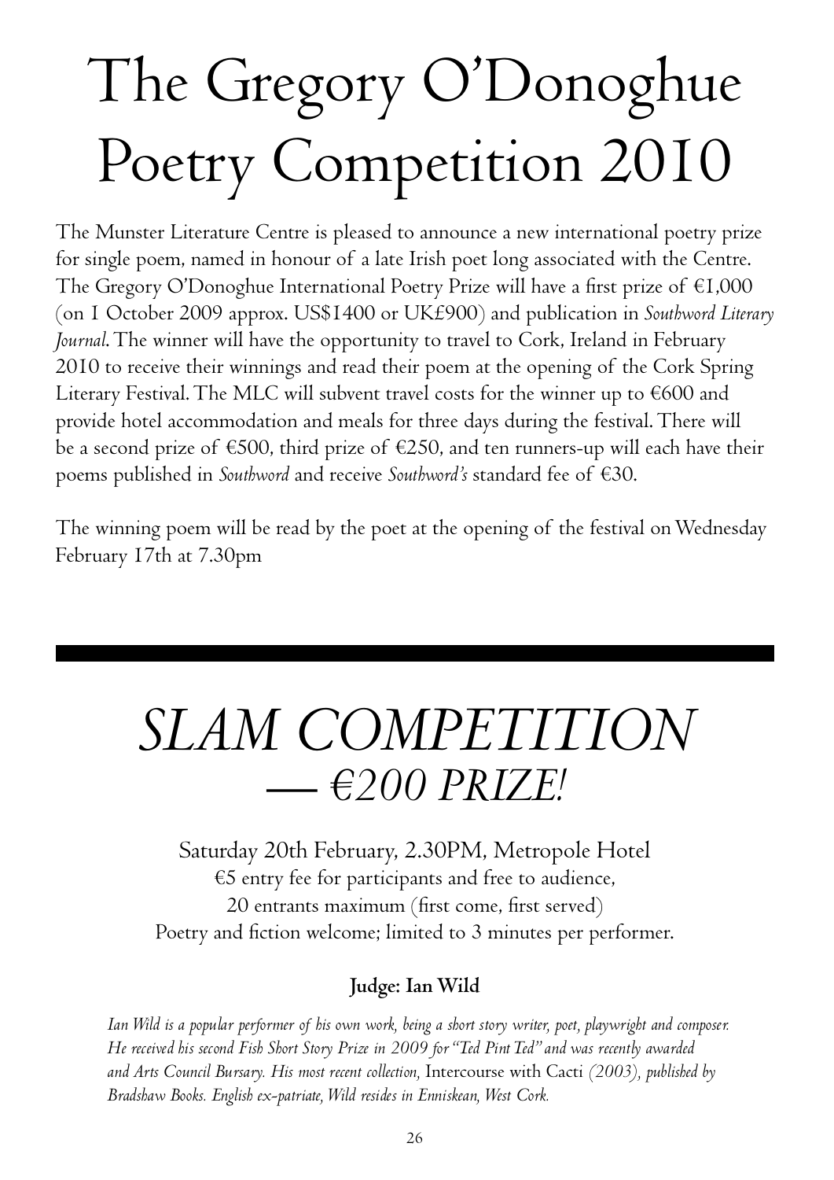# The Gregory O'Donoghue Poetry Competition 2010

The Munster Literature Centre is pleased to announce a new international poetry prize for single poem, named in honour of a late Irish poet long associated with the Centre. The Gregory O'Donoghue International Poetry Prize will have a first prize of €1,000 (on 1 October 2009 approx. US$1400 or UK£900) and publication in *Southword Literary Journal*. The winner will have the opportunity to travel to Cork, Ireland in February 2010 to receive their winnings and read their poem at the opening of the Cork Spring Literary Festival. The MLC will subvent travel costs for the winner up to €600 and provide hotel accommodation and meals for three days during the festival. There will be a second prize of €500, third prize of €250, and ten runners-up will each have their poems published in *Southword* and receive *Southword's* standard fee of €30.

The winning poem will be read by the poet at the opening of the festival on Wednesday February 17th at 7.30pm

---

# *SLAM COMPETITION — €200 PRIZE!*

Saturday 20th February, 2.30PM, Metropole Hotel
€5 entry fee for participants and free to audience,
20 entrants maximum (first come, first served)
Poetry and fiction welcome; limited to 3 minutes per performer.

**Judge: Ian Wild**

*Ian Wild is a popular performer of his own work, being a short story writer, poet, playwright and composer. He received his second Fish Short Story Prize in 2009 for "Ted Pint Ted" and was recently awarded and Arts Council Bursary. His most recent collection,* Intercourse with Cacti *(2003), published by Bradshaw Books. English ex-patriate, Wild resides in Enniskean, West Cork.*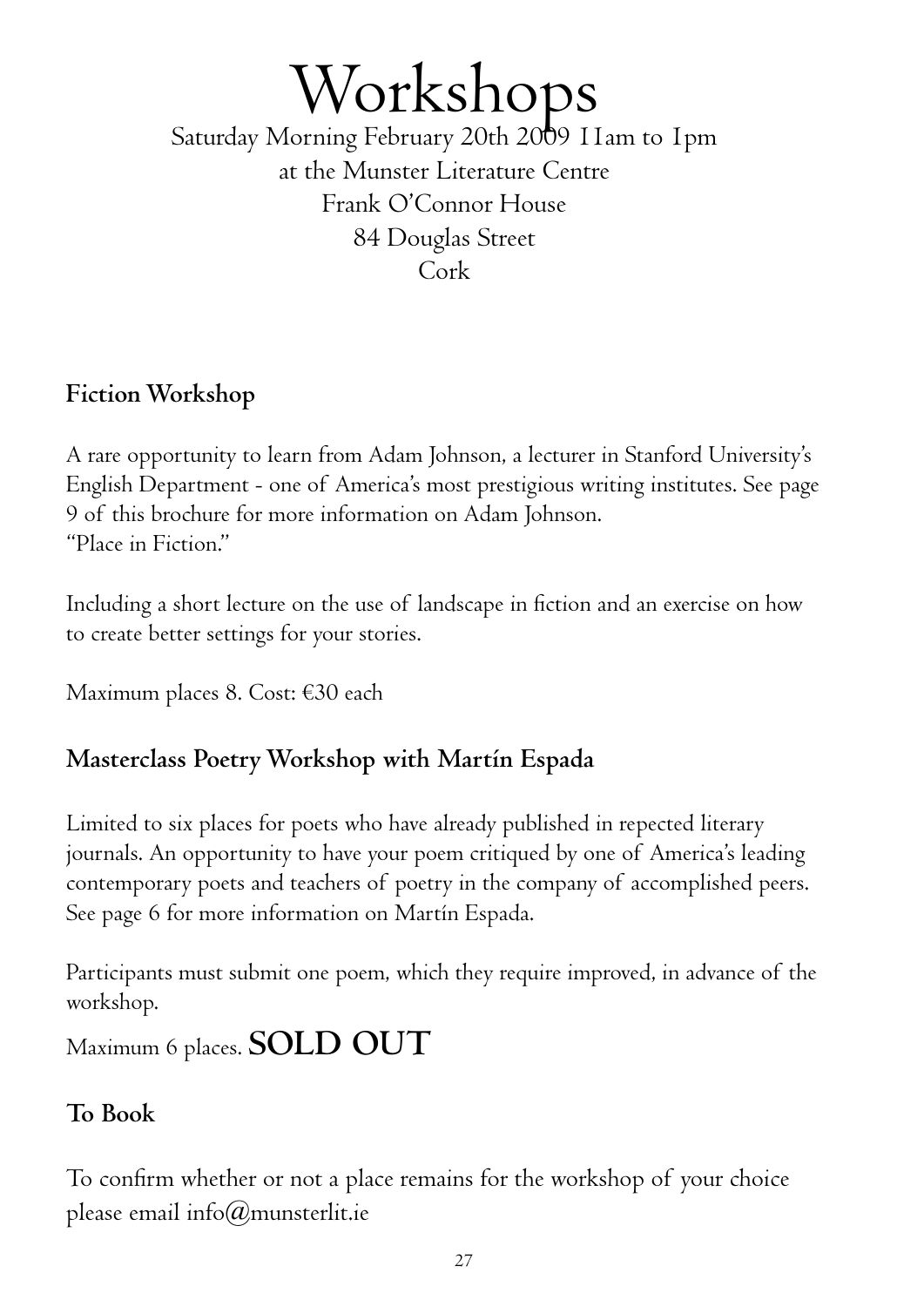# Workshops

Saturday Morning February 20th 2009 11am to 1pm
at the Munster Literature Centre
Frank O'Connor House
84 Douglas Street
Cork

### Fiction Workshop

A rare opportunity to learn from Adam Johnson, a lecturer in Stanford University's English Department - one of America's most prestigious writing institutes. See page 9 of this brochure for more information on Adam Johnson.
"Place in Fiction."

Including a short lecture on the use of landscape in fiction and an exercise on how to create better settings for your stories.

Maximum places 8. Cost: €30 each

### Masterclass Poetry Workshop with Martín Espada

Limited to six places for poets who have already published in repected literary journals. An opportunity to have your poem critiqued by one of America's leading contemporary poets and teachers of poetry in the company of accomplished peers. See page 6 for more information on Martín Espada.

Participants must submit one poem, which they require improved, in advance of the workshop.

Maximum 6 places. **SOLD OUT**

### To Book

To confirm whether or not a place remains for the workshop of your choice please email info@munsterlit.ie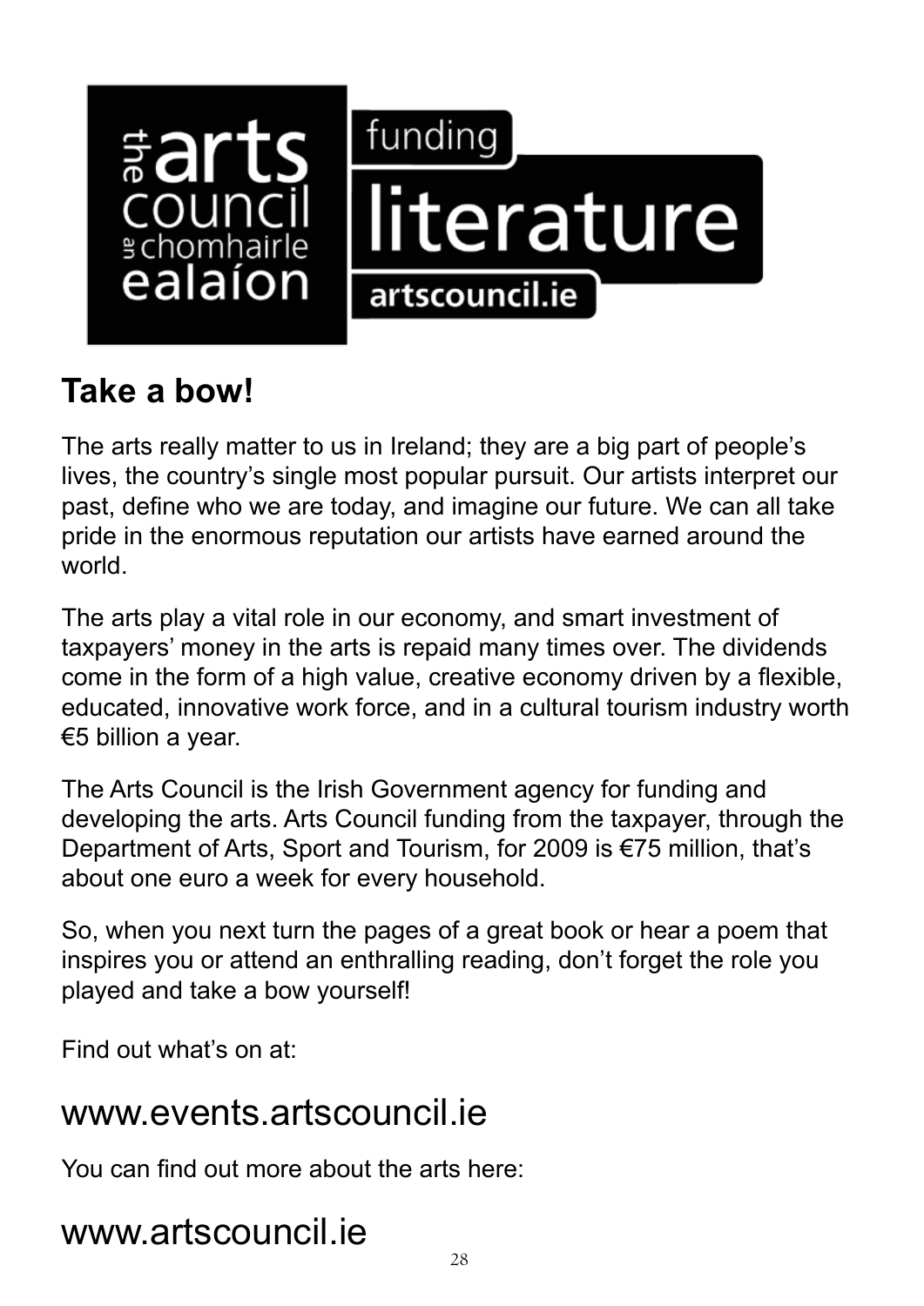the arts council
an chomhairle ealaíon

funding
literature
artscouncil.ie

## Take a bow!

The arts really matter to us in Ireland; they are a big part of people's lives, the country's single most popular pursuit. Our artists interpret our past, define who we are today, and imagine our future. We can all take pride in the enormous reputation our artists have earned around the world.

The arts play a vital role in our economy, and smart investment of taxpayers' money in the arts is repaid many times over. The dividends come in the form of a high value, creative economy driven by a flexible, educated, innovative work force, and in a cultural tourism industry worth €5 billion a year.

The Arts Council is the Irish Government agency for funding and developing the arts. Arts Council funding from the taxpayer, through the Department of Arts, Sport and Tourism, for 2009 is €75 million, that's about one euro a week for every household.

So, when you next turn the pages of a great book or hear a poem that inspires you or attend an enthralling reading, don't forget the role you played and take a bow yourself!

Find out what's on at:

# www.events.artscouncil.ie

You can find out more about the arts here:

# www.artscouncil.ie